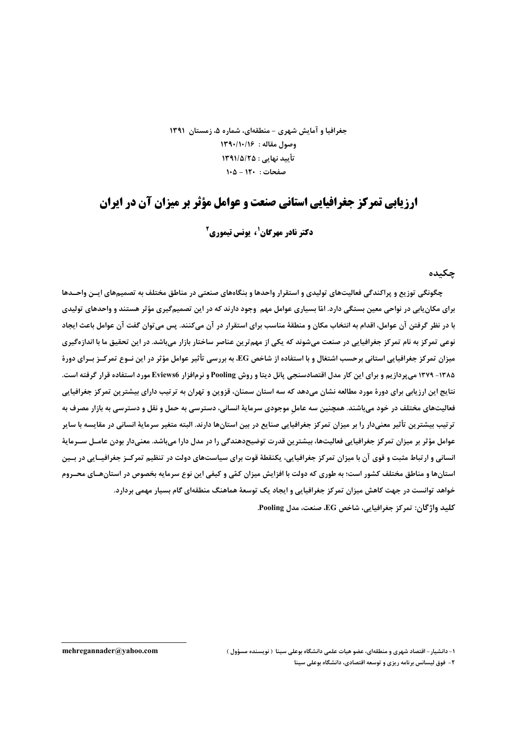جغرافیا و آمایش شهری - منطقه‌ای، شماره ۵، زمستان ۱۳۹۱

وصول مقاله : ۱۳۹۰/۱۰/۱۶

تأیید نهایی : ۱۳۹۱/۵/۲۵

صفحات : ۱۲۰ - ۱۰۵

# ارزیابی تمرکز جغرافیایی استانی صنعت و عوامل مؤثر بر میزان آن در ایران

**دکتر نادر مهرگان[1]، یونس تیموری[2]**

## چکیده

چگونگی توزیع و پراکندگی فعالیت‌های تولیدی و استقرار واحدها و بنگاه‌های صنعتی در مناطق مختلف به تصمیم‌های ایـن واحـدها برای مکان‌یابی در نواحی معین بستگی دارد. امّا بسیاری عوامل مهم وجود دارند که در این تصمیم‌گیری مؤثر هستند و واحدهای تولیدی با در نظر گرفتن آن عوامل، اقدام به انتخاب مکان و منطقهٔ مناسب برای استقرار در آن می‌کنند. پس می‌توان گفت آن عوامل باعث ایجاد نوعی تمرکز به نام تمرکز جغرافیایی در صنعت می‌شوند که یکی از مهم‌ترین عناصر ساختار بازار می‌باشد. در این تحقیق ما با اندازه‌گیری میزان تمرکز جغرافیایی استانی برحسب اشتغال و با استفاده از شاخص EG، به بررسی تأثیر عوامل مؤثر در این نـوع تمرکـز بـرای دورهٔ ۱۳۸۵- ۱۳۷۹ می‌پردازیم و برای این کار مدل اقتصادسنجی پانل دیتا و روش Pooling و نرم‌افزار Eviews6 مورد استفاده قرار گرفته است. نتایج این ارزیابی برای دورهٔ مورد مطالعه نشان می‌دهد که سه استان سمنان، قزوین و تهران به ترتیب دارای بیشترین تمرکز جغرافیایی فعالیت‌های مختلف در خود می‌باشند. همچنین سه عاملِ موجودی سرمایهٔ انسانی، دسترسی به حمل و نقل و دسترسی به بازار مصرف به ترتیب بیشترین تأثیر معنی‌دار را بر میزان تمرکز جغرافیایی صنایع در بین استان‌ها دارند. البته متغیر سرمایهٔ انسانی در مقایسه با سایر عوامل مؤثر بر میزان تمرکز جغرافیایی فعالیت‌ها، بیشترین قدرت توضیح‌دهندگی را در مدل دارا می‌باشد. معنی‌دار بودن عامـل سـرمایهٔ انسانی و ارتباط مثبت و قوی آن با میزان تمرکز جغرافیایی، یکنقطهٔ قوت برای سیاست‌های دولت در تنظیم تمرکـز جغرافیـایی در بـین استان‌ها و مناطق مختلف کشور است؛ به طوری که دولت با افزایش میزان کمّی و کیفی این نوع سرمایه بخصوص در استان‌هـای محـروم خواهد توانست در جهت کاهش میزان تمرکز جغرافیایی و ایجاد یک توسعهٔ هماهنگ منطقه‌ای گام بسیار مهمی بردارد.

**کلید واژگان:** تمرکز جغرافیایی، شاخص EG، صنعت، مدل Pooling.

---

۱- دانشیار- اقتصاد شهری و منطقه‌ای، عضو هیات علمی دانشگاه بوعلی سینا ( نویسنده مسؤول ) mehregannader@yahoo.com

۲- فوق لیسانس برنامه ریزی و توسعه اقتصادی، دانشگاه بوعلی سینا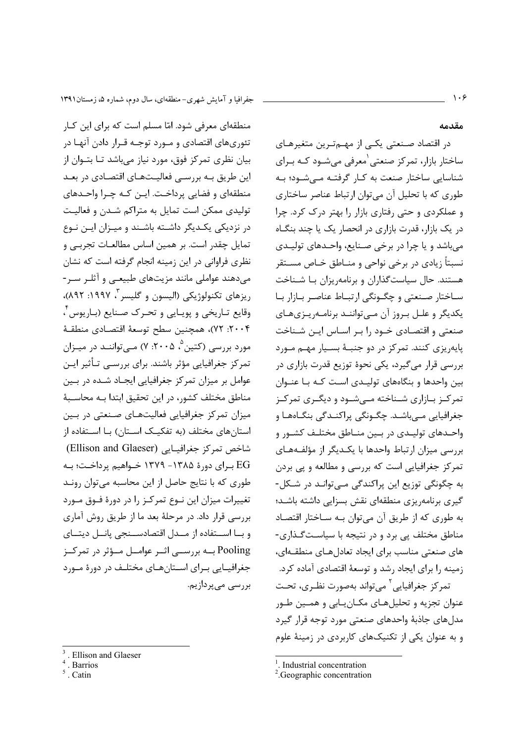## مقدمه

در اقتصاد صنعتی یکی از مهم‌ترین متغیرهای ساختار بازار، تمرکز صنعتی[1] معرفی می‌شود که برای شناسایی ساختار صنعت به کار گرفته می‌شود؛ به طوری که با تحلیل آن می‌توان ارتباط عناصر ساختاری و عملکردی و حتی رفتاری بازار را بهتر درک کرد. چرا در یک بازار، قدرت بازاری در انحصار یک یا چند بنگاه می‌باشد و یا چرا در برخی صنایع، واحدهای تولیدی نسبتاً زیادی در برخی نواحی و مناطق خاص مستقر هستند. حال سیاست‌گذاران و برنامه‌ریزان با شناخت ساختار صنعتی و چگونگی ارتباط عناصر بازار با یکدیگر و علل بروز آن می‌توانند برنامه‌ریزی‌های صنعتی و اقتصادی خود را بر اساس این شناخت پایه‌ریزی کنند. تمرکز در دو جنبهٔ بسیار مهم مورد بررسی قرار می‌گیرد، یکی نحوهٔ توزیع قدرت بازاری در بین واحدها و بنگاه‌های تولیدی است که با عنوان تمرکز بازاری شناخته می‌شود و دیگری تمرکز جغرافیایی می‌باشد. چگونگی پراکندگی بنگاه‌ها و واحدهای تولیدی در بین مناطق مختلف کشور و بررسی میزان ارتباط واحدها با یکدیگر از مؤلفه‌های تمرکز جغرافیایی است که بررسی و مطالعه و پی بردن به چگونگی توزیع این پراکندگی می‌تواند در شکل‌گیری برنامه‌ریزی منطقه‌ای نقش بسزایی داشته باشد؛ به طوری که از طریق آن می‌توان به ساختار اقتصاد مناطق مختلف پی برد و در نتیجه با سیاست‌گذاری‌های صنعتی مناسب برای ایجاد تعادل‌های منطقه‌ای، زمینه را برای ایجاد رشد و توسعهٔ اقتصادی آماده کرد.

تمرکز جغرافیایی[2] می‌تواند به‌صورت نظری، تحت عنوان تجزیه و تحلیل‌های مکان‌یابی و همین طور مدل‌های جاذبهٔ واحدهای صنعتی مورد توجه قرار گیرد و به عنوان یکی از تکنیک‌های کاربردی در زمینهٔ علوم منطقه‌ای معرفی شود. امّا مسلم است که برای این کار تئوری‌های اقتصادی و مورد توجه قرار دادن آنها در بیان نظری تمرکز فوق، مورد نیاز می‌باشد تا بتوان از این طریق به بررسی فعالیت‌های اقتصادی در بعد منطقه‌ای و فضایی پرداخت. این که چرا واحدهای تولیدی ممکن است تمایل به متراکم شدن و فعالیت در نزدیکی یکدیگر داشته باشند و میزان این نوع تمایل چقدر است. بر همین اساس مطالعات تجربی و نظری فراوانی در این زمینه انجام گرفته است که نشان می‌دهند عواملی مانند مزیت‌های طبیعی و آثار سر-ریزهای تکنولوژیکی (الیسون و گلیسر[3]، ۱۹۹۷: ۸۹۲)، وقایع تاریخی و پویایی و تحرک صنایع (باریوس[4]، ۲۰۰۴: ۷۲)، همچنین سطح توسعهٔ اقتصادی منطقهٔ مورد بررسی (کتین[5]، ۲۰۰۵: ۷) می‌توانند در میزان تمرکز جغرافیایی مؤثر باشند. برای بررسی تأثیر این عوامل بر میزان تمرکز جغرافیایی ایجاد شده در بین مناطق مختلف کشور، در این تحقیق ابتدا به محاسبهٔ میزان تمرکز جغرافیایی فعالیت‌های صنعتی در بین استان‌های مختلف (به تفکیک استان) با استفاده از شاخص تمرکز جغرافیایی (Ellison and Glaeser) EG برای دورهٔ ۱۳۸۵- ۱۳۷۹ خواهیم پرداخت؛ به طوری که با نتایج حاصل از این محاسبه می‌توان روند تغییرات میزان این نوع تمرکز را در دورهٔ فوق مورد بررسی قرار داد. در مرحلهٔ بعد ما از طریق روش آماری و با استفاده از مدل اقتصادسنجی پانل دیتای Pooling به بررسی اثر عوامل مؤثر در تمرکز جغرافیایی برای استان‌های مختلف در دورهٔ مورد بررسی می‌پردازیم.

---

[1]. Industrial concentration

[2]. Geographic concentration

[3]. Ellison and Glaeser

[4]. Barrios

[5]. Catin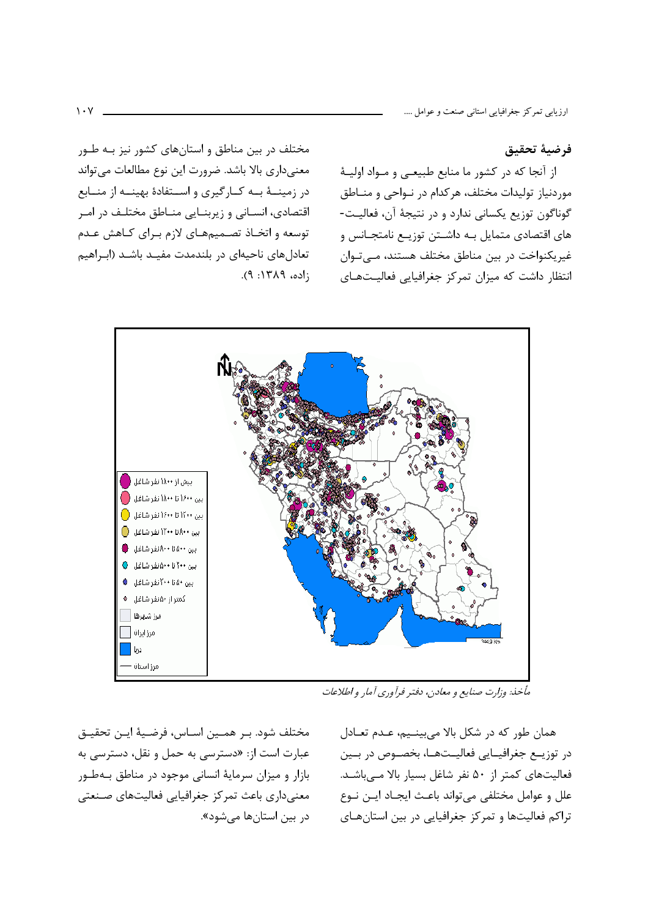## فرضیهٔ تحقیق

از آنجا که در کشور ما منابع طبیعی و مواد اولیهٔ موردنیاز تولیدات مختلف، هرکدام در نواحی و مناطق گوناگون توزیع یکسانی ندارد و در نتیجهٔ آن، فعالیت-های اقتصادی متمایل به داشتن توزیع نامتجانس و غیریکنواخت در بین مناطق مختلف هستند، می‌توان انتظار داشت که میزان تمرکز جغرافیایی فعالیت‌های مختلف در بین مناطق و استان‌های کشور نیز به طور معنی‌داری بالا باشد. ضرورت این نوع مطالعات می‌تواند در زمینهٔ به کارگیری و استفادهٔ بهینه از منابع اقتصادی، انسانی و زیربنایی مناطق مختلف در امر توسعه و اتخاذ تصمیم‌های لازم برای کاهش عدم تعادل‌های ناحیه‌ای در بلندمدت مفید باشد (ابراهیم زاده، ۱۳۸۹: ۹).

بیش از ۱۸۰۰ نفر شاغل
بین ۱۶۰۰ تا ۱۸۰۰ نفر شاغل
بین ۱۲۰۰ تا ۱۶۰۰ نفر شاغل
بین ۸۰۰ تا ۱۲۰۰ نفر شاغل
بین ۵۰۰ تا ۸۰۰ نفر شاغل
بین ۲۰۰ تا ۵۰۰ نفر شاغل
بین ۵۰ تا ۲۰۰ نفر شاغل
کمتر از ۵۰ نفر شاغل
مرز شهرها
مرز ایران
دریا
مرز استان

مأخذ: وزارت صنایع و معادن، دفتر فرآوری آمار و اطلاعات

همان طور که در شکل بالا می‌بینیم، عدم تعادل در توزیع جغرافیایی فعالیت‌ها، بخصوص در بین فعالیت‌های کمتر از ۵۰ نفر شاغل بسیار بالا می‌باشد. علل و عوامل مختلفی می‌تواند باعث ایجاد این نوع تراکم فعالیت‌ها و تمرکز جغرافیایی در بین استان‌های مختلف شود. بر همین اساس، فرضیهٔ این تحقیق عبارت است از: «دسترسی به حمل و نقل، دسترسی به بازار و میزان سرمایهٔ انسانی موجود در مناطق به‌طور معنی‌داری باعث تمرکز جغرافیایی فعالیت‌های صنعتی در بین استان‌ها می‌شود».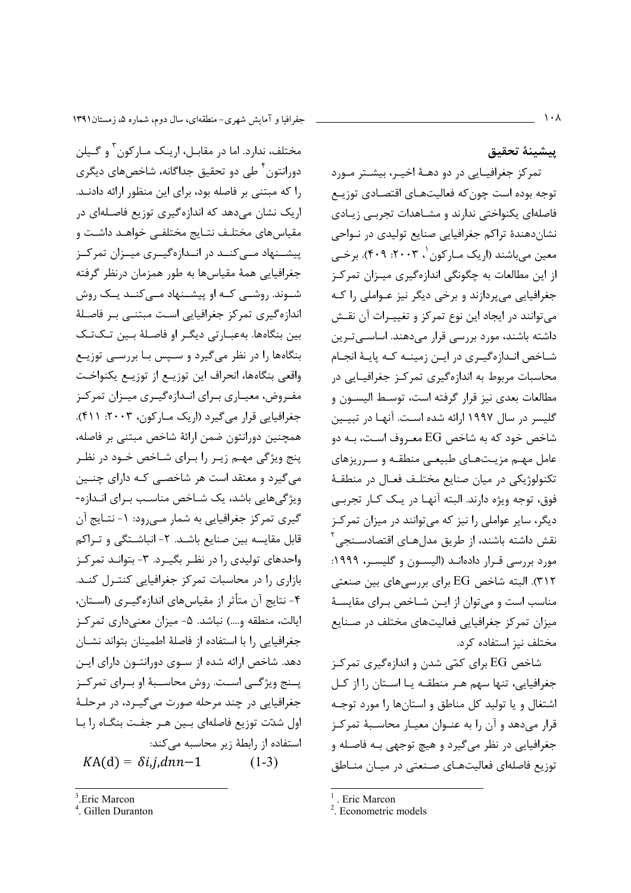## پیشینهٔ تحقیق

تمرکز جغرافیایی در دو دههٔ اخیر، بیشتر مورد توجه بوده است چون‌که فعالیت‌های اقتصادی توزیع فاصله‌ای یکنواختی ندارند و مشاهدات تجربی زیادی نشان‌دهندهٔ تراکم جغرافیایی صنایع تولیدی در نواحی معین می‌باشند (اریک مارکون[1]، ۲۰۰۳: ۴۰۹). برخی از این مطالعات به چگونگی اندازه‌گیری میزان تمرکز جغرافیایی می‌پردازند و برخی دیگر نیز عواملی را که می‌توانند در ایجاد این نوع تمرکز و تغییرات آن نقش داشته باشند، مورد بررسی قرار می‌دهند. اساسی‌ترین شاخص اندازه‌گیری در این زمینه که پایهٔ انجام محاسبات مربوط به اندازه‌گیری تمرکز جغرافیایی در مطالعات بعدی نیز قرار گرفته است، توسط الیسون و گلیسر در سال ۱۹۹۷ ارائه شده است. آنها در تبیین شاخص خود که به شاخص EG معروف است، به دو عامل مهم مزیت‌های طبیعی منطقه و سرریزهای تکنولوژیکی در میان صنایع مختلف فعال در منطقهٔ فوق، توجه ویژه دارند. البته آنها در یک کار تجربی دیگر، سایر عواملی را نیز که می‌توانند در میزان تمرکز نقش داشته باشند، از طریق مدل‌های اقتصادسنجی[2] مورد بررسی قرار داده‌اند (الیسون و گلیسر، ۱۹۹۹: ۳۱۲). البته شاخص EG برای بررسی‌های بین صنعتی مناسب است و می‌توان از این شاخص برای مقایسهٔ میزان تمرکز جغرافیایی فعالیت‌های مختلف در صنایع مختلف نیز استفاده کرد.

شاخص EG برای کمّی شدن و اندازه‌گیری تمرکز جغرافیایی، تنها سهم هر منطقه یا استان را از کل اشتغال و یا تولید کل مناطق و استان‌ها را مورد توجه قرار می‌دهد و آن را به عنوان معیار محاسبهٔ تمرکز جغرافیایی در نظر می‌گیرد و هیچ توجهی به فاصله و توزیع فاصله‌ای فعالیت‌های صنعتی در میان مناطق مختلف، ندارد. اما در مقابل، اریک مارکون[3] و گیلن دورانتون[4] طی دو تحقیق جداگانه، شاخص‌های دیگری را که مبتنی بر فاصله بود، برای این منظور ارائه دادند. اریک نشان می‌دهد که اندازه‌گیری توزیع فاصله‌ای در مقیاس‌های مختلف نتایج مختلفی خواهد داشت و پیشنهاد می‌کند در اندازه‌گیری میزان تمرکز جغرافیایی همهٔ مقیاس‌ها به طور همزمان درنظر گرفته شوند. روشی که او پیشنهاد می‌کند یک روش اندازه‌گیری تمرکز جغرافیایی است مبتنی بر فاصلهٔ بین بنگاه‌ها. به‌عبارتی دیگر او فاصلهٔ بین تک‌تک بنگاه‌ها را در نظر می‌گیرد و سپس با بررسی توزیع واقعی بنگاه‌ها، انحراف این توزیع از توزیع یکنواخت مفروض، معیاری برای اندازه‌گیری میزان تمرکز جغرافیایی قرار می‌گیرد (اریک مارکون، ۲۰۰۳: ۴۱۱). همچنین دورانتون ضمن ارائهٔ شاخص مبتنی بر فاصله، پنج ویژگی مهم زیر را برای شاخص خود در نظر می‌گیرد و معتقد است هر شاخصی که دارای چنین ویژگی‌هایی باشد، یک شاخص مناسب برای اندازه‌گیری تمرکز جغرافیایی به شمار می‌رود: ۱- نتایج آن قابل مقایسه بین صنایع باشد. ۲- انباشتگی و تراکم واحدهای تولیدی را در نظر بگیرد. ۳- بتواند تمرکز بازاری را در محاسبات تمرکز جغرافیایی کنترل کند. ۴- نتایج آن متأثر از مقیاس‌های اندازه‌گیری (استان، ایالت، منطقه و....) نباشد. ۵- میزان معنی‌داری تمرکز جغرافیایی را با استفاده از فاصلهٔ اطمینان بتواند نشان دهد. شاخص ارائه شده از سوی دورانتون دارای این پنج ویژگی است. روش محاسبهٔ او برای تمرکز جغرافیایی در چند مرحله صورت می‌گیرد، در مرحلهٔ اول شدّت توزیع فاصله‌ای بین هر جفت بنگاه را با استفاده از رابطهٔ زیر محاسبه می‌کند:

$$KA(\mathrm{d}) = \delta i,j,dnn-1 \qquad (1\text{-}3)$$

---

[1]. Eric Marcon

[2]. Econometric models

[3]. Eric Marcon

[4]. Gillen Duranton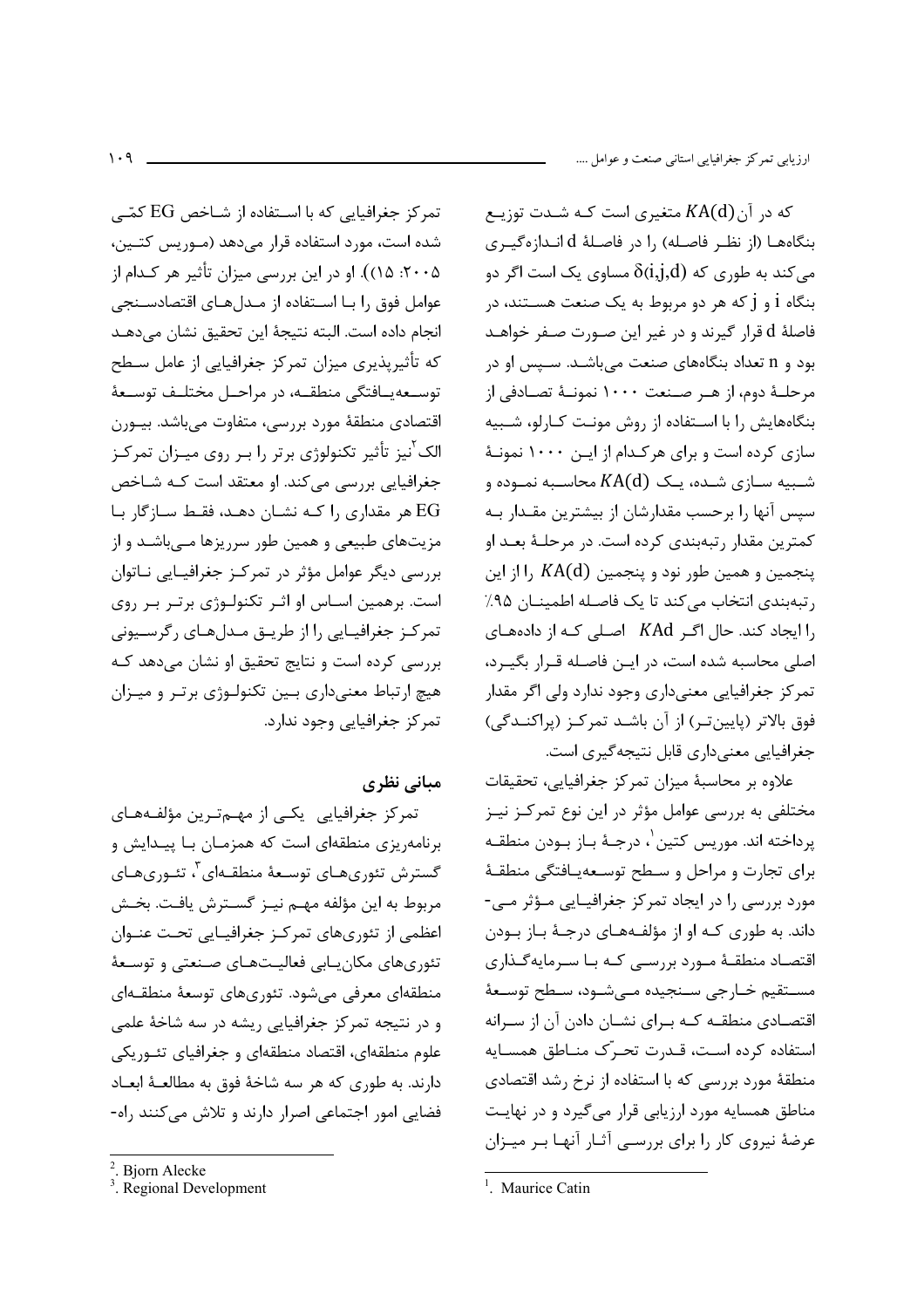که در آن $KA(d)$ متغیری است که شدت توزیع بنگاه‌ها (از نظر فاصله) را در فاصلهٔ d اندازه‌گیری می‌کند به طوری که $\delta(i,j,d)$ مساوی یک است اگر دو بنگاه i و j که هر دو مربوط به یک صنعت هستند، در فاصلهٔ d قرار گیرند و در غیر این صورت صفر خواهد بود و n تعداد بنگاه‌های صنعت می‌باشد. سپس او در مرحلهٔ دوم، از هر صنعت ۱۰۰۰ نمونهٔ تصادفی از بنگاه‌هایش را با استفاده از روش مونت کارلو، شبیه سازی کرده است و برای هرکدام از این ۱۰۰۰ نمونهٔ شبیه سازی شده، یک $KA(d)$ محاسبه نموده و سپس آنها را برحسب مقدارشان از بیشترین مقدار به کمترین مقدار رتبه‌بندی کرده است. در مرحلهٔ بعد او پنجمین و همین طور نود و پنجمین $KA(d)$ را از این رتبه‌بندی انتخاب می‌کند تا یک فاصله اطمینان ۹۵٪ را ایجاد کند. حال اگر $KAd$ اصلی که از داده‌های اصلی محاسبه شده است، در این فاصله قرار بگیرد، تمرکز جغرافیایی معنی‌داری وجود ندارد ولی اگر مقدار فوق بالاتر (پایین‌تر) از آن باشد تمرکز (پراکندگی) جغرافیایی معنی‌داری قابل نتیجه‌گیری است.

علاوه بر محاسبهٔ میزان تمرکز جغرافیایی، تحقیقات مختلفی به بررسی عوامل مؤثر در این نوع تمرکز نیز پرداخته اند. موریس کتین[1]، درجهٔ باز بودن منطقه برای تجارت و مراحل و سطح توسعه‌یافتگی منطقهٔ مورد بررسی را در ایجاد تمرکز جغرافیایی مؤثر می‌داند. به طوری که او از مؤلفه‌های درجهٔ باز بودن اقتصاد منطقهٔ مورد بررسی که با سرمایه‌گذاری مستقیم خارجی سنجیده می‌شود، سطح توسعهٔ اقتصادی منطقه که برای نشان دادن آن از سرانه استفاده کرده است، قدرت تحرّک مناطق همسایه منطقهٔ مورد بررسی که با استفاده از نرخ رشد اقتصادی مناطق همسایه مورد ارزیابی قرار می‌گیرد و در نهایت عرضهٔ نیروی کار را برای بررسی آثار آنها بر میزان تمرکز جغرافیایی که با استفاده از شاخص EG کمّی شده است، مورد استفاده قرار می‌دهد (موریس کتین، ۲۰۰۵: ۱۵)). او در این بررسی میزان تأثیر هر کدام از عوامل فوق را با استفاده از مدل‌های اقتصادسنجی انجام داده است. البته نتیجهٔ این تحقیق نشان می‌دهد که تأثیرپذیری میزان تمرکز جغرافیایی از عامل سطح توسعه‌یافتگی منطقه، در مراحل مختلف توسعهٔ اقتصادی منطقهٔ مورد بررسی، متفاوت می‌باشد. بیورن الک[2]نیز تأثیر تکنولوژی برتر را بر روی میزان تمرکز جغرافیایی بررسی می‌کند. او معتقد است که شاخص EG هر مقداری را که نشان دهد، فقط سازگار با مزیت‌های طبیعی و همین طور سرریزها می‌باشد و از بررسی دیگر عوامل مؤثر در تمرکز جغرافیایی ناتوان است. برهمین اساس او اثر تکنولوژی برتر بر روی تمرکز جغرافیایی را از طریق مدل‌های رگرسیونی بررسی کرده است و نتایج تحقیق او نشان می‌دهد که هیچ ارتباط معنی‌داری بین تکنولوژی برتر و میزان تمرکز جغرافیایی وجود ندارد.

## مبانی نظری

تمرکز جغرافیایی یکی از مهم‌ترین مؤلفه‌های برنامه‌ریزی منطقه‌ای است که همزمان با پیدایش و گسترش تئوری‌های توسعهٔ منطقه‌ای[3]، تئوری‌های مربوط به این مؤلفه مهم نیز گسترش یافت. بخش اعظمی از تئوری‌های تمرکز جغرافیایی تحت عنوان تئوری‌های مکان‌یابی فعالیت‌های صنعتی و توسعهٔ منطقه‌ای معرفی می‌شود. تئوری‌های توسعهٔ منطقه‌ای و در نتیجه تمرکز جغرافیایی ریشه در سه شاخهٔ علمی علوم منطقه‌ای، اقتصاد منطقه‌ای و جغرافیای تئوریکی دارند. به طوری که هر سه شاخهٔ فوق به مطالعهٔ ابعاد فضایی امور اجتماعی اصرار دارند و تلاش می‌کنند راه-

---

[1]. Maurice Catin

[2]. Bjorn Alecke

[3]. Regional Development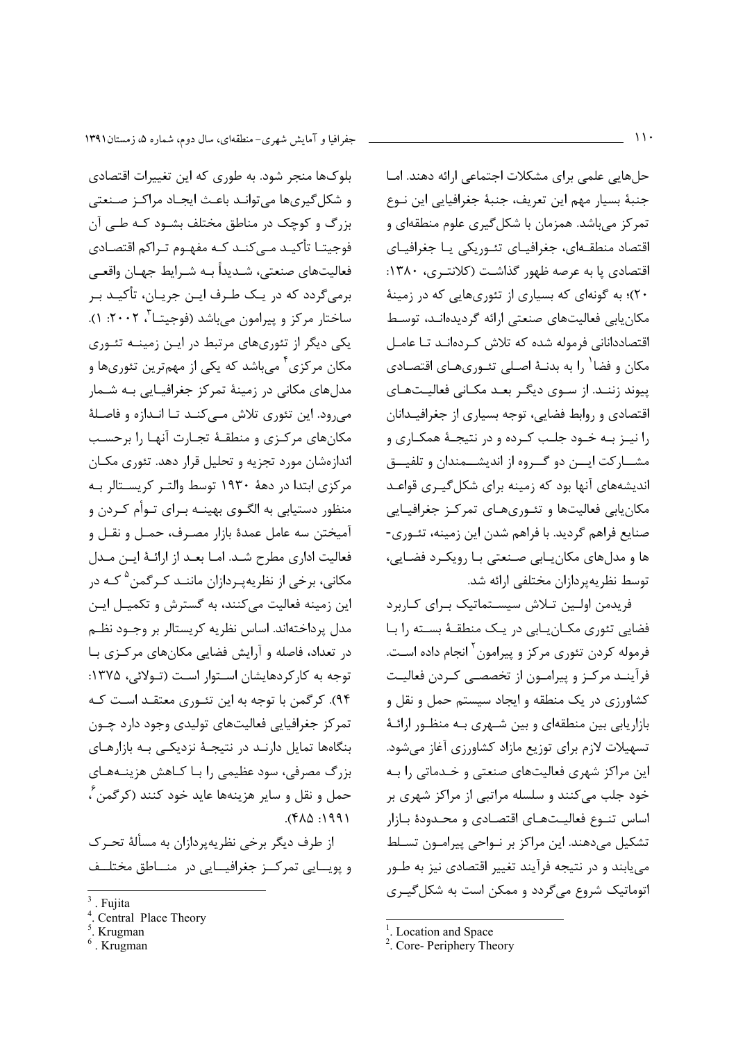حل‌هایی علمی برای مشکلات اجتماعی ارائه دهند. اما جنبهٔ بسیار مهم این تعریف، جنبهٔ جغرافیایی این نوع تمرکز می‌باشد. همزمان با شکل‌گیری علوم منطقه‌ای و اقتصاد منطقه‌ای، جغرافیای تئوریکی یا جغرافیای اقتصادی پا به عرصه ظهور گذاشت (کلانتری، ۱۳۸۰: ۲۰)؛ به گونه‌ای که بسیاری از تئوری‌هایی که در زمینهٔ مکان‌یابی فعالیت‌های صنعتی ارائه گردیده‌اند، توسط اقتصاددانانی فرموله شده که تلاش کرده‌اند تا عامل مکان و فضا[1] را به بدنهٔ اصلی تئوری‌های اقتصادی پیوند زنند. از سوی دیگر بعد مکانی فعالیت‌های اقتصادی و روابط فضایی، توجه بسیاری از جغرافیدانان را نیز به خود جلب کرده و در نتیجهٔ همکاری و مشارکت این دو گروه از اندیشمندان و تلفیق اندیشه‌های آنها بود که زمینه برای شکل‌گیری قواعد مکان‌یابی فعالیت‌ها و تئوری‌های تمرکز جغرافیایی صنایع فراهم گردید. با فراهم شدن این زمینه، تئوری‌ها و مدل‌های مکان‌یابی صنعتی با رویکرد فضایی، توسط نظریه‌پردازان مختلفی ارائه شد.

فریدمن اولین تلاش سیستماتیک برای کاربرد فضایی تئوری مکان‌یابی در یک منطقهٔ بسته را با فرموله کردن تئوری مرکز و پیرامون[2] انجام داده است. فرآیند مرکز و پیرامون از تخصصی کردن فعالیت کشاورزی در یک منطقه و ایجاد سیستم حمل و نقل و بازاریابی بین منطقه‌ای و بین شهری به منظور ارائهٔ تسهیلات لازم برای توزیع مازاد کشاورزی آغاز می‌شود. این مراکز شهری فعالیت‌های صنعتی و خدماتی را به خود جلب می‌کنند و سلسله مراتبی از مراکز شهری بر اساس تنوع فعالیت‌های اقتصادی و محدودهٔ بازار تشکیل می‌دهند. این مراکز بر نواحی پیرامون تسلط می‌یابند و در نتیجه فرآیند تغییر اقتصادی نیز به طور اتوماتیک شروع می‌گردد و ممکن است به شکل‌گیری بلوک‌ها منجر شود. به طوری که این تغییرات اقتصادی و شکل‌گیری‌ها می‌تواند باعث ایجاد مراکز صنعتی بزرگ و کوچک در مناطق مختلف بشود که طی آن فوجیتا تأکید می‌کند که مفهوم تراکم اقتصادی فعالیت‌های صنعتی، شدیداً به شرایط جهان واقعی برمی‌گردد که در یک طرف این جریان، تأکید بر ساختار مرکز و پیرامون می‌باشد (فوجیتا[3]، ۲۰۰۲: ۱). یکی دیگر از تئوری‌های مرتبط در این زمینه تئوری مکان مرکزی[4] می‌باشد که یکی از مهم‌ترین تئوری‌ها و مدل‌های مکانی در زمینهٔ تمرکز جغرافیایی به شمار می‌رود. این تئوری تلاش می‌کند تا اندازه و فاصلهٔ مکان‌های مرکزی و منطقهٔ تجارت آنها را برحسب اندازه‌شان مورد تجزیه و تحلیل قرار دهد. تئوری مکان مرکزی ابتدا در دههٔ ۱۹۳۰ توسط والتر کریستالر به منظور دستیابی به الگوی بهینه برای توأم کردن و آمیختن سه عامل عمدهٔ بازار مصرف، حمل و نقل و فعالیت اداری مطرح شد. اما بعد از ارائهٔ این مدل مکانی، برخی از نظریه‌پردازان مانند کرگمن[5] که در این زمینه فعالیت می‌کنند، به گسترش و تکمیل این مدل پرداخته‌اند. اساس نظریه کریستالر بر وجود نظم در تعداد، فاصله و آرایش فضایی مکان‌های مرکزی با توجه به کارکردهایشان استوار است (تولائی، ۱۳۷۵: ۹۴). کرگمن با توجه به این تئوری معتقد است که تمرکز جغرافیایی فعالیت‌های تولیدی وجود دارد چون بنگاه‌ها تمایل دارند در نتیجهٔ نزدیکی به بازارهای بزرگ مصرفی، سود عظیمی را با کاهش هزینه‌های حمل و نقل و سایر هزینه‌ها عاید خود کنند (کرگمن[6]، ۱۹۹۱: ۴۸۵).

از طرف دیگر برخی نظریه‌پردازان به مسألهٔ تحرک و پویایی تمرکز جغرافیایی در مناطق مختلف

---

[1]. Location and Space
[2]. Core- Periphery Theory
[3]. Fujita
[4]. Central Place Theory
[5]. Krugman
[6]. Krugman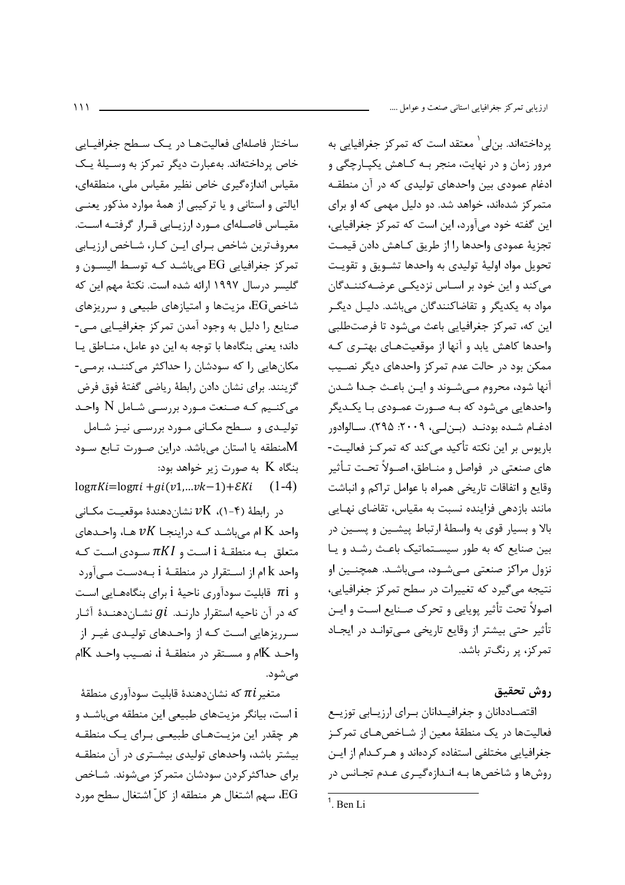پرداخته‌اند. بن‌لی[1] معتقد است که تمرکز جغرافیایی به مرور زمان و در نهایت، منجر بـه کـاهش یکپـارچگی و ادغام عمودی بین واحدهای تولیدی که در آن منطقـه متمرکز شده‌اند، خواهد شد. دو دلیل مهمی که او برای این گفته خود می‌آورد، این است که تمرکز جغرافیایی، تجزیهٔ عمودی واحدها را از طریق کـاهش دادن قیمـت تحویل مواد اولیهٔ تولیدی به واحدها تشـویق و تقویـت می‌کند و این خود بر اسـاس نزدیکـی عرضـه‌کننـدگان مواد به یکدیگر و تقاضاکنندگان می‌باشد. دلیـل دیگـر این که، تمرکز جغرافیایی باعث می‌شود تا فرصت‌طلبی واحدها کاهش یابد و آنها از موقعیت‌هـای بهتـری کـه ممکن بود در حالت عدم تمرکز واحدهای دیگر نصـیب آنها شود، محروم مـی‌شـوند و ایـن باعـث جـدا شـدن واحدهایی می‌شود که بـه صـورت عمـودی بـا یکـدیگر ادغـام شـده بودنـد (بـن‌لـی، ۲۰۰۹: ۲۹۵). سـالوادور باریوس بر این نکته تأکید می‌کند که تمرکـز فعالیـت-های صنعتی در فواصل و منـاطق، اصـولاً تحـت تـأثیر وقایع و اتفاقات تاریخی همراه با عوامل تراکم و انباشت مانند بازدهی فزاینده نسبت به مقیاس، تقاضای نهـایی بالا و بسیار قوی به واسطهٔ ارتباط پیشـین و پسـین در بین صنایع که به طور سیسـتماتیک باعـث رشـد و یـا نزول مراکز صنعتی مـی‌شـود، مـی‌باشـد. همچنـین او نتیجه می‌گیرد که تغییرات در سطح تمرکز جغرافیایی، اصولاً تحت تأثیر پویایی و تحرک صـنایع اسـت و ایـن تأثیر حتی بیشتر از وقایع تاریخی مـی‌توانـد در ایجـاد تمرکز، پر رنگ‌تر باشد.

## روش تحقیق

اقتصـاددانان و جغرافیـدانان بـرای ارزیـابی توزیـع فعالیت‌ها در یک منطقهٔ معین از شـاخص‌هـای تمرکـز جغرافیایی مختلفی استفاده کرده‌اند و هـرکـدام از ایـن روش‌ها و شاخص‌ها بـه انـدازه‌گیـری عـدم تجـانس در ساختار فاصله‌ای فعالیت‌هـا در یـک سـطح جغرافیـایی خاص پرداخته‌اند. به‌عبارت دیگر تمرکز به وسـیلهٔ یـک مقیاس اندازه‌گیری خاص نظیر مقیاس ملی، منطقه‌ای، ایالتی و استانی و یا ترکیبی از همهٔ موارد مذکور یعنـی مقیـاس فاصـله‌ای مـورد ارزیـابی قـرار گرفتـه اسـت. معروف‌ترین شاخص بـرای ایـن کـار، شـاخص ارزیـابی تمرکز جغرافیایی EG می‌باشـد کـه توسـط الیسـون و گلیسر درسال ۱۹۹۷ ارائه شده است. نکتهٔ مهم این که شاخصEG، مزیت‌ها و امتیازهای طبیعی و سرریزهای صنایع را دلیل به وجود آمدن تمرکز جغرافیـایی مـی-داند؛ یعنی بنگاه‌ها با توجه به این دو عامل، منـاطق یـا مکان‌هایی را که سودشان را حداکثر می‌کننـد، برمـی-گزینند. برای نشان دادن رابطهٔ ریاضی گفتهٔ فوق فرض می‌کنـیم کـه صـنعت مـورد بررسـی شـامل N واحـد تولیـدی و سـطح مکـانی مـورد بررسـی نیـز شـامل Mمنطقه یا استان می‌باشد. دراین صـورت تـابع سـود بنگاه K به صورت زیر خواهد بود:

$$\log\pi Ki=\log\pi i+gi(v1,\ldots vk-1)+\varepsilon Ki \quad (1\text{-}4)$$

در رابطهٔ (۴-۱)، $vK$ نشان‌دهندهٔ موقعیـت مکـانی واحد K ام می‌باشـد کـه دراینجـا $vK$ هـا، واحـدهای متعلق بـه منطقـهٔ i اسـت و $\pi KI$ سـودی اسـت کـه واحد k ام از اسـتقرار در منطقـهٔ i بـه‌دسـت مـی‌آورد و $\pi i$ قابلیت سودآوری ناحیهٔ i برای بنگاه‌هـایی اسـت که در آن ناحیه استقرار دارنـد. $gi$ نشـان‌دهنـدهٔ آثـار سـرریزهایی اسـت کـه از واحـدهای تولیـدی غیـر از واحـد Kام و مسـتقر در منطقـهٔ i، نصـیب واحـد Kام می‌شود.

متغیر $\pi i$ که نشان‌دهندهٔ قابلیت سودآوری منطقهٔ i است، بیانگر مزیت‌های طبیعی این منطقه می‌باشـد و هر چقدر این مزیـت‌هـای طبیعـی بـرای یـک منطقـه بیشتر باشد، واحدهای تولیدی بیشـتری در آن منطقـه برای حداکثرکردن سودشان متمرکز می‌شوند. شـاخص EG، سهم اشتغال هر منطقه از کلّ اشتغال سطح مورد

[1]. Ben Li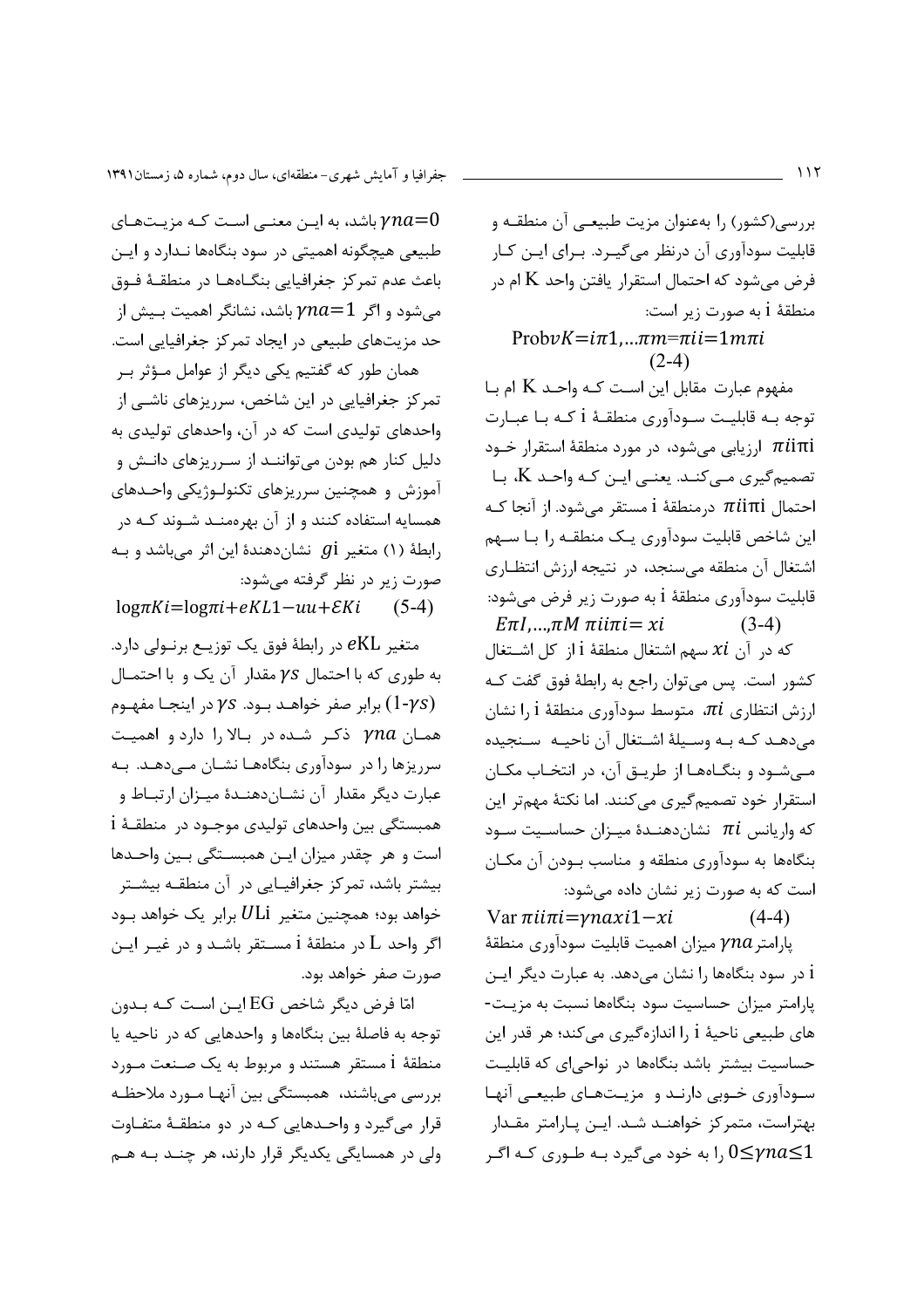بررسی(کشور) را به‌عنوان مزیت طبیعی آن منطقه و قابلیت سودآوری آن درنظر می‌گیرد. برای این کار فرض می‌شود که احتمال استقرار یافتن واحد K ام در منطقهٔ i به صورت زیر است:

$$\text{Prob}\,\nu K = i\pi 1,...\pi m = \pi i i = 1 m \pi i \qquad (2\text{-}4)$$

مفهوم عبارت مقابل این است که واحد K ام با توجه به قابلیت سودآوری منطقهٔ i که با عبارت $\pi i i \pi i$ ارزیابی می‌شود، در مورد منطقهٔ استقرار خود تصمیم‌گیری می‌کند. یعنی این که واحد K، با احتمال $\pi i i \pi i$ درمنطقهٔ i مستقر می‌شود. از آنجا که این شاخص قابلیت سودآوری یک منطقه را با سهم اشتغال آن منطقه می‌سنجد، در نتیجه ارزش انتظاری قابلیت سودآوری منطقهٔ i به صورت زیر فرض می‌شود:

$$E\pi 1,...,\pi M\ \pi i i \pi i = x i \qquad (3\text{-}4)$$

که در آن $xi$ سهم اشتغال منطقهٔ i از کل اشتغال کشور است. پس می‌توان راجع به رابطهٔ فوق گفت که ارزش انتظاری $\pi i$، متوسط سودآوری منطقهٔ i را نشان می‌دهد که به وسیلهٔ اشتغال آن ناحیه سنجیده می‌شود و بنگاه‌ها از طریق آن، در انتخاب مکان استقرار خود تصمیم‌گیری می‌کنند. اما نکتهٔ مهم‌تر این که واریانس $\pi i$ نشان‌دهندهٔ میزان حساسیت سود بنگاه‌ها به سودآوری منطقه و مناسب بودن آن مکان است که به صورت زیر نشان داده می‌شود:

$$\text{Var}\,\pi i i \pi i = \gamma n a x i 1 - x i \qquad (4\text{-}4)$$

پارامتر $\gamma na$ میزان اهمیت قابلیت سودآوری منطقهٔ i در سود بنگاه‌ها را نشان می‌دهد. به عبارت دیگر این پارامتر میزان حساسیت سود بنگاه‌ها نسبت به مزیت‌های طبیعی ناحیهٔ i را اندازه‌گیری می‌کند؛ هر قدر این حساسیت بیشتر باشد بنگاه‌ها در نواحی‌ای که قابلیت سودآوری خوبی دارند و مزیت‌های طبیعی آنها بهتراست، متمرکز خواهند شد. این پارامتر مقدار $0 \le \gamma na \le 1$ را به خود می‌گیرد به طوری که اگر $\gamma na = 0$ باشد، به این معنی است که مزیت‌های طبیعی هیچگونه اهمیتی در سود بنگاه‌ها ندارد و این باعث عدم تمرکز جغرافیایی بنگاه‌ها در منطقهٔ فوق می‌شود و اگر $\gamma na = 1$ باشد، نشانگر اهمیت بیش از حد مزیت‌های طبیعی در ایجاد تمرکز جغرافیایی است.

همان طور که گفتیم یکی دیگر از عوامل مؤثر بر تمرکز جغرافیایی در این شاخص، سرریزهای ناشی از واحدهای تولیدی است که در آن، واحدهای تولیدی به دلیل کنار هم بودن می‌توانند از سرریزهای دانش و آموزش و همچنین سرریزهای تکنولوژیکی واحدهای همسایه استفاده کنند و از آن بهره‌مند شوند که در رابطهٔ (۱) متغیر $gi$ نشان‌دهندهٔ این اثر می‌باشد و به صورت زیر در نظر گرفته می‌شود:

$$\log \pi K i = \log \pi i + eKL1 - uu + \mathcal{E}Ki \qquad (5\text{-}4)$$

متغیر $e$KL در رابطهٔ فوق یک توزیع برنولی دارد. به طوری که با احتمال $\gamma s$ مقدار آن یک و با احتمال $(1\text{-}\gamma s)$ برابر صفر خواهد بود. $\gamma s$ در اینجا مفهوم همان $\gamma na$ ذکر شده در بالا را دارد و اهمیت سرریزها را در سودآوری بنگاه‌ها نشان می‌دهد. به عبارت دیگر مقدار آن نشان‌دهندهٔ میزان ارتباط و همبستگی بین واحدهای تولیدی موجود در منطقهٔ i است و هر چقدر میزان این همبستگی بین واحدها بیشتر باشد، تمرکز جغرافیایی در آن منطقه بیشتر خواهد بود؛ همچنین متغیر $U$Li برابر یک خواهد بود اگر واحد L در منطقهٔ i مستقر باشد و در غیر این صورت صفر خواهد بود.

امّا فرض دیگر شاخص EG این است که بدون توجه به فاصلهٔ بین بنگاه‌ها و واحدهایی که در ناحیه یا منطقهٔ i مستقر هستند و مربوط به یک صنعت مورد بررسی می‌باشند، همبستگی بین آنها مورد ملاحظه قرار می‌گیرد و واحدهایی که در دو منطقهٔ متفاوت ولی در همسایگی یکدیگر قرار دارند، هر چند به هم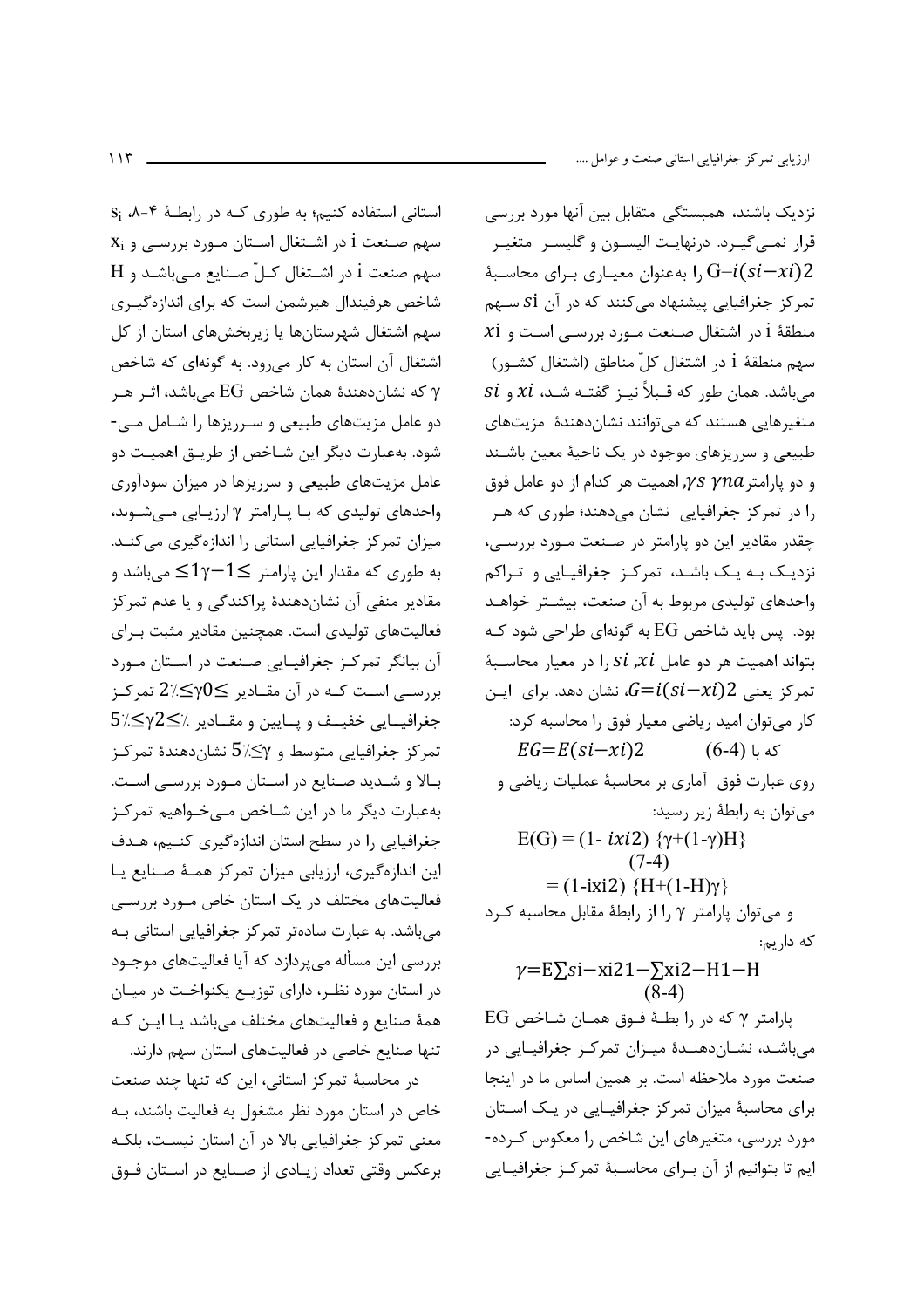نزدیک باشند، همبستگی متقابل بین آنها مورد بررسی قرار نمی‌گیرد. درنهایت الیسون و گلیسر متغیر $G=i(si-xi)2$ را به‌عنوان معیاری برای محاسبهٔ تمرکز جغرافیایی پیشنهاد می‌کنند که در آن $si$ سهم منطقهٔ i در اشتغال صنعت مورد بررسی است و $xi$ سهم منطقهٔ i در اشتغال کلّ مناطق (اشتغال کشور) می‌باشد. همان طور که قبلاً نیز گفته شد، $xi$ و $si$ متغیرهایی هستند که می‌توانند نشان‌دهندهٔ مزیت‌های طبیعی و سرریزهای موجود در یک ناحیهٔ معین باشند و دو پارامتر $\gamma s$ $\gamma na$، اهمیت هر کدام از دو عامل فوق را در تمرکز جغرافیایی نشان می‌دهند؛ طوری که هر چقدر مقادیر این دو پارامتر در صنعت مورد بررسی، نزدیک به یک باشد، تمرکز جغرافیایی و تراکم واحدهای تولیدی مربوط به آن صنعت، بیشتر خواهد بود. پس باید شاخص EG به گونه‌ای طراحی شود که بتواند اهمیت هر دو عامل $si$ ،$xi$ را در معیار محاسبهٔ تمرکز یعنی $G=i(si-xi)2$، نشان دهد. برای این کار می‌توان امید ریاضی معیار فوق را محاسبه کرد:

$$EG=E(si-xi)2 \qquad (6\text{-}4)$$

که با روی عبارت فوق آماری بر محاسبهٔ عملیات ریاضی و می‌توان به رابطهٔ زیر رسید:

$$E(G) = (1- ixi2)\ \{\gamma+(1-\gamma)H\}$$
$$(7\text{-}4)$$
$$= (1\text{-ixi2})\ \{H+(1\text{-}H)\gamma\}$$

و می‌توان پارامتر γ را از رابطهٔ مقابل محاسبه کرد که داریم:

$$\gamma=E\sum si-xi21-\sum xi2-H1-H$$
$$(8\text{-}4)$$

پارامتر γ که در را بطهٔ فوق همان شاخص EG می‌باشد، نشان‌دهندهٔ میزان تمرکز جغرافیایی در صنعت مورد ملاحظه است. بر همین اساس ما در اینجا برای محاسبهٔ میزان تمرکز جغرافیایی در یک استان مورد بررسی، متغیرهای این شاخص را معکوس کرده‌ایم تا بتوانیم از آن برای محاسبهٔ تمرکز جغرافیایی استانی استفاده کنیم؛ به طوری که در رابطهٔ ۴-۸، $s_i$ سهم صنعت i در اشتغال استان مورد بررسی و $x_i$ سهم صنعت i در اشتغال کلّ صنایع می‌باشد و H شاخص هرفیندال هیرشمن است که برای اندازه‌گیری سهم اشتغال شهرستان‌ها یا زیربخش‌های استان از کل اشتغال آن استان به کار می‌رود. به گونه‌ای که شاخص γ که نشان‌دهندهٔ همان شاخص EG می‌باشد، اثر هر دو عامل مزیت‌های طبیعی و سرریزها را شامل می‌شود. به‌عبارت دیگر این شاخص از طریق اهمیت دو عامل مزیت‌های طبیعی و سرریزها در میزان سودآوری واحدهای تولیدی که با پارامتر γ ارزیابی می‌شوند، میزان تمرکز جغرافیایی استانی را اندازه‌گیری می‌کند. به طوری که مقدار این پارامتر $\leq 1\gamma-1\leq$ می‌باشد و مقادیر منفی آن نشان‌دهندهٔ پراکندگی و یا عدم تمرکز فعالیت‌های تولیدی است. همچنین مقادیر مثبت برای آن بیانگر تمرکز جغرافیایی صنعت در استان مورد بررسی است که در آن مقادیر ٪$\leq\gamma 0\leq 2$ تمرکز جغرافیایی خفیف و پایین و مقادیر ٪$2\leq\gamma\leq$٪$5$ تمرکز جغرافیایی متوسط و ٪$\gamma\leq 5$ نشان‌دهندهٔ تمرکز بالا و شدید صنایع در استان مورد بررسی است. به‌عبارت دیگر ما در این شاخص می‌خواهیم تمرکز جغرافیایی را در سطح استان اندازه‌گیری کنیم، هدف این اندازه‌گیری، ارزیابی میزان تمرکز همهٔ صنایع یا فعالیت‌های مختلف در یک استان خاص مورد بررسی می‌باشد. به عبارت ساده‌تر تمرکز جغرافیایی استانی به بررسی این مسأله می‌پردازد که آیا فعالیت‌های موجود در استان مورد نظر، دارای توزیع یکنواخت در میان همهٔ صنایع و فعالیت‌های مختلف می‌باشد یا این که تنها صنایع خاصی در فعالیت‌های استان سهم دارند.

در محاسبهٔ تمرکز استانی، این که تنها چند صنعت خاص در استان مورد نظر مشغول به فعالیت باشند، به معنی تمرکز جغرافیایی بالا در آن استان نیست، بلکه برعکس وقتی تعداد زیادی از صنایع در استان فوق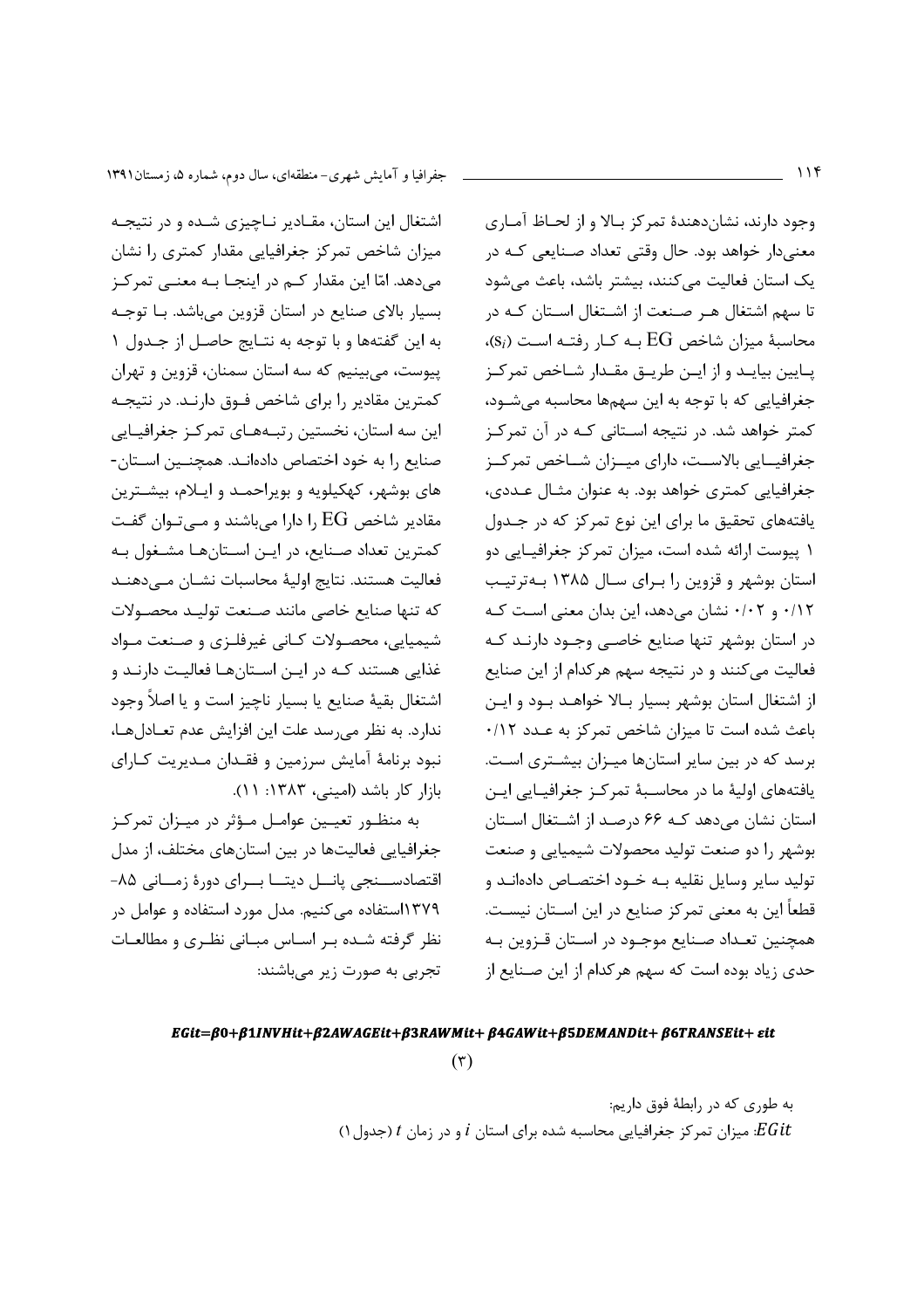وجود دارند، نشان‌دهندهٔ تمرکز بالا و از لحاظ آماری معنی‌دار خواهد بود. حال وقتی تعداد صنایعی که در یک استان فعالیت می‌کنند، بیشتر باشد، باعث می‌شود تا سهم اشتغال هر صنعت از اشتغال استان که در محاسبهٔ میزان شاخص EG به کار رفته است ($s_i$)، پایین بیاید و از این طریق مقدار شاخص تمرکز جغرافیایی که با توجه به این سهم‌ها محاسبه می‌شود، کمتر خواهد شد. در نتیجه استانی که در آن تمرکز جغرافیایی بالاست، دارای میزان شاخص تمرکز جغرافیایی کمتری خواهد بود. به عنوان مثال عددی، یافته‌های تحقیق ما برای این نوع تمرکز که در جدول ۱ پیوست ارائه شده است، میزان تمرکز جغرافیایی دو استان بوشهر و قزوین را برای سال ۱۳۸۵ به‌ترتیب ۰/۱۲ و ۰/۰۲ نشان می‌دهد، این بدان معنی است که در استان بوشهر تنها صنایع خاصی وجود دارند که فعالیت می‌کنند و در نتیجه سهم هرکدام از این صنایع از اشتغال استان بوشهر بسیار بالا خواهد بود و این باعث شده است تا میزان شاخص تمرکز به عدد ۰/۱۲ برسد که در بین سایر استان‌ها میزان بیشتری است. یافته‌های اولیهٔ ما در محاسبهٔ تمرکز جغرافیایی این استان نشان می‌دهد که ۶۶ درصد از اشتغال استان بوشهر را دو صنعت تولید محصولات شیمیایی و صنعت تولید سایر وسایل نقلیه به خود اختصاص داده‌اند و قطعاً این به معنی تمرکز صنایع در این استان نیست. همچنین تعداد صنایع موجود در استان قزوین به حدی زیاد بوده است که سهم هرکدام از این صنایع از اشتغال این استان، مقادیر ناچیزی شده و در نتیجه میزان شاخص تمرکز جغرافیایی مقدار کمتری را نشان می‌دهد. امّا این مقدار کم در اینجا به معنی تمرکز بسیار بالای صنایع در استان قزوین می‌باشد. با توجه به این گفته‌ها و با توجه به نتایج حاصل از جدول ۱ پیوست، می‌بینیم که سه استان سمنان، قزوین و تهران کمترین مقادیر را برای شاخص فوق دارند. در نتیجه این سه استان، نخستین رتبه‌های تمرکز جغرافیایی صنایع را به خود اختصاص داده‌اند. همچنین استان‌های بوشهر، کهکیلویه و بویراحمد و ایلام، بیشترین مقادیر شاخص EG را دارا می‌باشند و می‌توان گفت کمترین تعداد صنایع، در این استان‌ها مشغول به فعالیت هستند. نتایج اولیهٔ محاسبات نشان می‌دهند که تنها صنایع خاصی مانند صنعت تولید محصولات شیمیایی، محصولات کانی غیرفلزی و صنعت مواد غذایی هستند که در این استان‌ها فعالیت دارند و اشتغال بقیهٔ صنایع یا بسیار ناچیز است و یا اصلاً وجود ندارد. به نظر می‌رسد علت این افزایش عدم تعادل‌ها، نبود برنامهٔ آمایش سرزمین و فقدان مدیریت کارای بازار کار باشد (امینی، ۱۳۸۳: ۱۱).

به منظور تعیین عوامل مؤثر در میزان تمرکز جغرافیایی فعالیت‌ها در بین استان‌های مختلف، از مدل اقتصادسنجی پانل دیتا برای دورهٔ زمانی ۸۵-۱۳۷۹استفاده می‌کنیم. مدل مورد استفاده و عوامل در نظر گرفته شده بر اساس مبانی نظری و مطالعات تجربی به صورت زیر می‌باشند:

$$EGit=\beta 0+\beta 1INVHit+\beta 2AWAGEit+\beta 3RAWMit+ \beta 4GAWit+\beta 5DEMANDit+ \beta 6TRANSEit+ \varepsilon it \quad (۳)$$

به طوری که در رابطهٔ فوق داریم:

$EGit$: میزان تمرکز جغرافیایی محاسبه شده برای استان $i$ و در زمان $t$ (جدول ۱)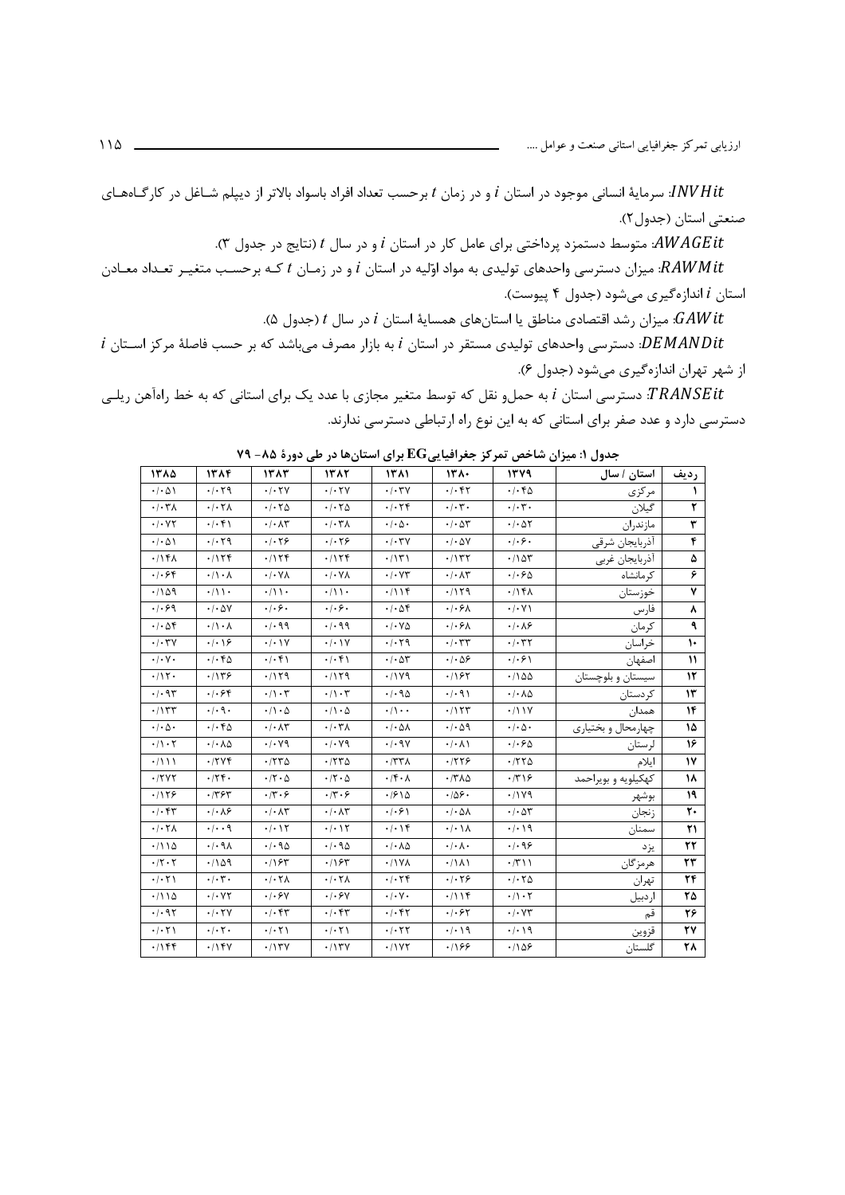$INVHit$: سرمایهٔ انسانی موجود در استان $i$ و در زمان $t$ برحسب تعداد افراد باسواد بالاتر از دیپلم شـاغل در کارگـاه‌هـای صنعتی استان (جدول۲).

$AWAGEit$: متوسط دستمزد پرداختی برای عامل کار در استان $i$ و در سال $t$ (نتایج در جدول ۳).

$RAWMit$: میزان دسترسی واحدهای تولیدی به مواد اوّلیه در استان $i$ و در زمـان $t$ کـه برحسـب متغیـر تعـداد معـادن استان $i$ اندازه‌گیری می‌شود (جدول ۴ پیوست).

$GAWit$: میزان رشد اقتصادی مناطق یا استان‌های همسایهٔ استان $i$ در سال $t$ (جدول ۵).

$DEMANDit$: دسترسی واحدهای تولیدی مستقر در استان $i$ به بازار مصرف می‌باشد که بر حسب فاصلهٔ مرکز اسـتان $i$ از شهر تهران اندازه‌گیری می‌شود (جدول ۶).

$TRANSEit$: دسترسی استان $i$ به حمل‌و نقل که توسط متغیر مجازی با عدد یک برای استانی که به خط راه‌آهن ریلـی دسترسی دارد و عدد صفر برای استانی که به این نوع راه ارتباطی دسترسی ندارند.

**جدول ۱: میزان شاخص تمرکز جغرافیاییEG برای استان‌ها در طی دورهٔ ۸۵- ۷۹**

| ردیف | استان / سال | ۱۳۷۹ | ۱۳۸۰ | ۱۳۸۱ | ۱۳۸۲ | ۱۳۸۳ | ۱۳۸۴ | ۱۳۸۵ |
|---|---|---|---|---|---|---|---|---|
| ۱ | مرکزی | ۰/۰۴۵ | ۰/۰۴۲ | ۰/۰۳۷ | ۰/۰۲۷ | ۰/۰۲۷ | ۰/۰۲۹ | ۰/۰۵۱ |
| ۲ | گیلان | ۰/۰۳۰ | ۰/۰۳۰ | ۰/۰۲۴ | ۰/۰۲۵ | ۰/۰۲۵ | ۰/۰۲۸ | ۰/۰۳۸ |
| ۳ | مازندران | ۰/۰۵۲ | ۰/۰۵۳ | ۰/۰۵۰ | ۰/۰۳۸ | ۰/۰۸۳ | ۰/۰۴۱ | ۰/۰۷۲ |
| ۴ | آذربایجان شرقی | ۰/۰۶۰ | ۰/۰۵۷ | ۰/۰۳۷ | ۰/۰۲۶ | ۰/۰۲۶ | ۰/۰۲۹ | ۰/۰۵۱ |
| ۵ | آذربایجان غربی | ۰/۱۵۳ | ۰/۱۳۲ | ۰/۱۳۱ | ۰/۱۲۴ | ۰/۱۲۴ | ۰/۱۲۴ | ۰/۱۴۸ |
| ۶ | کرمانشاه | ۰/۰۶۵ | ۰/۰۸۳ | ۰/۰۷۳ | ۰/۰۷۸ | ۰/۰۷۸ | ۰/۱۰۸ | ۰/۰۶۴ |
| ۷ | خوزستان | ۰/۱۴۸ | ۰/۱۲۹ | ۰/۱۱۴ | ۰/۱۱۰ | ۰/۱۱۰ | ۰/۱۱۰ | ۰/۱۵۹ |
| ۸ | فارس | ۰/۰۷۱ | ۰/۰۶۸ | ۰/۰۵۴ | ۰/۰۶۰ | ۰/۰۶۰ | ۰/۰۵۷ | ۰/۰۶۹ |
| ۹ | کرمان | ۰/۰۸۶ | ۰/۰۶۸ | ۰/۰۷۵ | ۰/۰۹۹ | ۰/۰۹۹ | ۰/۱۰۸ | ۰/۰۵۴ |
| ۱۰ | خراسان | ۰/۰۳۲ | ۰/۰۳۳ | ۰/۰۲۹ | ۰/۰۱۷ | ۰/۰۱۷ | ۰/۰۱۶ | ۰/۰۳۷ |
| ۱۱ | اصفهان | ۰/۰۶۱ | ۰/۰۵۶ | ۰/۰۵۳ | ۰/۰۴۱ | ۰/۰۴۱ | ۰/۰۴۵ | ۰/۰۷۰ |
| ۱۲ | سیستان و بلوچستان | ۰/۱۵۵ | ۰/۱۶۲ | ۰/۱۷۹ | ۰/۱۲۹ | ۰/۱۲۹ | ۰/۱۳۶ | ۰/۱۲۰ |
| ۱۳ | کردستان | ۰/۰۸۵ | ۰/۰۹۱ | ۰/۰۹۵ | ۰/۱۰۳ | ۰/۱۰۳ | ۰/۰۶۴ | ۰/۰۹۳ |
| ۱۴ | همدان | ۰/۱۱۷ | ۰/۱۲۳ | ۰/۱۰۰ | ۰/۱۰۵ | ۰/۱۰۵ | ۰/۰۹۰ | ۰/۱۳۳ |
| ۱۵ | چهارمحال و بختیاری | ۰/۰۵۰ | ۰/۰۵۹ | ۰/۰۵۸ | ۰/۰۳۸ | ۰/۰۸۳ | ۰/۰۴۵ | ۰/۰۵۰ |
| ۱۶ | لرستان | ۰/۰۶۵ | ۰/۰۸۱ | ۰/۰۹۷ | ۰/۰۷۹ | ۰/۰۷۹ | ۰/۰۸۵ | ۰/۱۰۲ |
| ۱۷ | ایلام | ۰/۲۲۵ | ۰/۲۲۶ | ۰/۳۳۸ | ۰/۲۳۵ | ۰/۲۳۵ | ۰/۲۷۴ | ۰/۱۱۱ |
| ۱۸ | کهکیلویه و بویراحمد | ۰/۳۱۶ | ۰/۳۸۵ | ۰/۴۰۸ | ۰/۲۰۵ | ۰/۲۰۵ | ۰/۲۴۰ | ۰/۲۷۲ |
| ۱۹ | بوشهر | ۰/۱۷۹ | ۰/۵۶۰ | ۰/۶۱۵ | ۰/۳۰۶ | ۰/۳۰۶ | ۰/۳۶۳ | ۰/۱۲۶ |
| ۲۰ | زنجان | ۰/۰۵۳ | ۰/۰۵۸ | ۰/۰۶۱ | ۰/۰۸۳ | ۰/۰۸۳ | ۰/۰۸۶ | ۰/۰۴۳ |
| ۲۱ | سمنان | ۰/۰۱۹ | ۰/۰۱۸ | ۰/۰۱۴ | ۰/۰۱۲ | ۰/۰۱۲ | ۰/۰۰۹ | ۰/۰۲۸ |
| ۲۲ | یزد | ۰/۰۹۶ | ۰/۰۸۰ | ۰/۰۸۵ | ۰/۰۹۵ | ۰/۰۹۵ | ۰/۰۹۸ | ۰/۱۱۵ |
| ۲۳ | هرمزگان | ۰/۳۱۱ | ۰/۱۸۱ | ۰/۱۷۸ | ۰/۱۶۳ | ۰/۱۶۳ | ۰/۱۵۹ | ۰/۲۰۲ |
| ۲۴ | تهران | ۰/۰۲۵ | ۰/۰۲۶ | ۰/۰۲۴ | ۰/۰۲۸ | ۰/۰۲۸ | ۰/۰۳۰ | ۰/۰۲۱ |
| ۲۵ | اردبیل | ۰/۱۰۲ | ۰/۱۱۴ | ۰/۰۷۰ | ۰/۰۶۷ | ۰/۰۶۷ | ۰/۰۷۲ | ۰/۱۱۵ |
| ۲۶ | قم | ۰/۰۷۳ | ۰/۰۶۲ | ۰/۰۴۲ | ۰/۰۴۳ | ۰/۰۴۳ | ۰/۰۲۷ | ۰/۰۹۲ |
| ۲۷ | قزوین | ۰/۰۱۹ | ۰/۰۱۹ | ۰/۰۲۲ | ۰/۰۲۱ | ۰/۰۲۱ | ۰/۰۲۰ | ۰/۰۲۱ |
| ۲۸ | گلستان | ۰/۱۵۶ | ۰/۱۶۶ | ۰/۱۷۲ | ۰/۱۳۷ | ۰/۱۳۷ | ۰/۱۴۷ | ۰/۱۴۴ |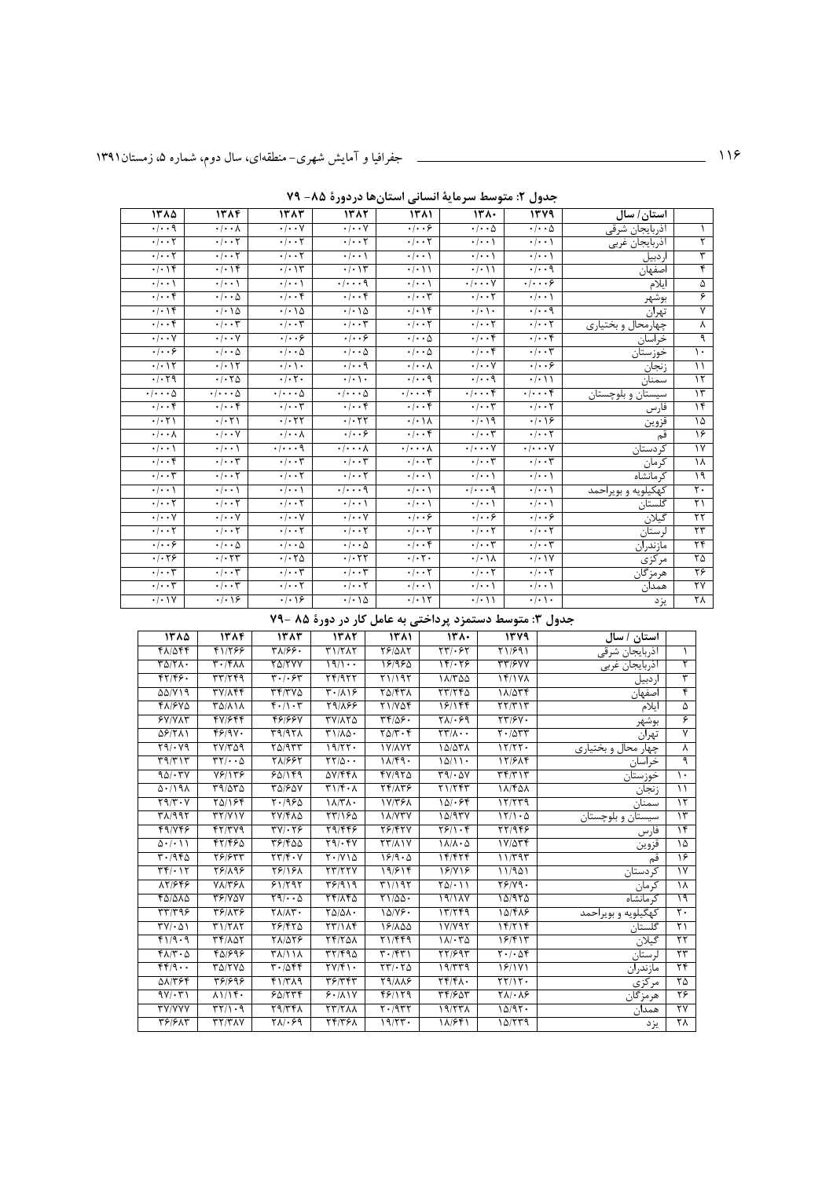جدول ۲: متوسط سرمایهٔ انسانی استان‌ها دردورهٔ ۸۵- ۷۹

| | استان/ سال | ۱۳۷۹ | ۱۳۸۰ | ۱۳۸۱ | ۱۳۸۲ | ۱۳۸۳ | ۱۳۸۴ | ۱۳۸۵ |
|---|---|---|---|---|---|---|---|---|
| ۱ | آذربایجان شرقی | ۰/۰۰۵ | ۰/۰۰۵ | ۰/۰۰۶ | ۰/۰۰۷ | ۰/۰۰۷ | ۰/۰۰۸ | ۰/۰۰۹ |
| ۲ | آذربایجان غربی | ۰/۰۰۱ | ۰/۰۰۱ | ۰/۰۰۲ | ۰/۰۰۲ | ۰/۰۰۲ | ۰/۰۰۲ | ۰/۰۰۲ |
| ۳ | اردبیل | ۰/۰۰۱ | ۰/۰۰۱ | ۰/۰۰۱ | ۰/۰۰۱ | ۰/۰۰۲ | ۰/۰۰۲ | ۰/۰۰۲ |
| ۴ | اصفهان | ۰/۰۰۹ | ۰/۰۱۱ | ۰/۰۱۱ | ۰/۰۱۳ | ۰/۰۱۳ | ۰/۰۱۴ | ۰/۰۱۴ |
| ۵ | ایلام | ۰/۰۰۰۶ | ۰/۰۰۰۷ | ۰/۰۰۱ | ۰/۰۰۰۹ | ۰/۰۰۱ | ۰/۰۰۱ | ۰/۰۰۱ |
| ۶ | بوشهر | ۰/۰۰۱ | ۰/۰۰۲ | ۰/۰۰۳ | ۰/۰۰۴ | ۰/۰۰۴ | ۰/۰۰۵ | ۰/۰۰۴ |
| ۷ | تهران | ۰/۰۰۹ | ۰/۰۱۰ | ۰/۰۱۴ | ۰/۰۱۵ | ۰/۰۱۵ | ۰/۰۱۵ | ۰/۰۱۴ |
| ۸ | چهارمحال و بختیاری | ۰/۰۰۲ | ۰/۰۰۲ | ۰/۰۰۲ | ۰/۰۰۳ | ۰/۰۰۳ | ۰/۰۰۳ | ۰/۰۰۴ |
| ۹ | خراسان | ۰/۰۰۴ | ۰/۰۰۴ | ۰/۰۰۵ | ۰/۰۰۶ | ۰/۰۰۶ | ۰/۰۰۷ | ۰/۰۰۷ |
| ۱۰ | خوزستان | ۰/۰۰۳ | ۰/۰۰۴ | ۰/۰۰۵ | ۰/۰۰۵ | ۰/۰۰۵ | ۰/۰۰۵ | ۰/۰۰۶ |
| ۱۱ | زنجان | ۰/۰۰۶ | ۰/۰۰۷ | ۰/۰۰۸ | ۰/۰۰۹ | ۰/۰۱۰ | ۰/۰۱۲ | ۰/۰۱۲ |
| ۱۲ | سمنان | ۰/۰۱۱ | ۰/۰۰۹ | ۰/۰۰۹ | ۰/۰۱۰ | ۰/۰۲۰ | ۰/۰۲۵ | ۰/۰۲۹ |
| ۱۳ | سیستان و بلوچستان | ۰/۰۰۰۴ | ۰/۰۰۰۴ | ۰/۰۰۰۴ | ۰/۰۰۰۵ | ۰/۰۰۰۵ | ۰/۰۰۰۵ | ۰/۰۰۰۵ |
| ۱۴ | فارس | ۰/۰۰۲ | ۰/۰۰۳ | ۰/۰۰۴ | ۰/۰۰۴ | ۰/۰۰۳ | ۰/۰۰۴ | ۰/۰۰۴ |
| ۱۵ | قزوین | ۰/۰۱۶ | ۰/۰۱۹ | ۰/۰۱۸ | ۰/۰۲۲ | ۰/۰۲۲ | ۰/۰۲۱ | ۰/۰۲۱ |
| ۱۶ | قم | ۰/۰۰۲ | ۰/۰۰۳ | ۰/۰۰۴ | ۰/۰۰۶ | ۰/۰۰۸ | ۰/۰۰۷ | ۰/۰۰۸ |
| ۱۷ | کردستان | ۰/۰۰۰۷ | ۰/۰۰۰۷ | ۰/۰۰۰۸ | ۰/۰۰۰۸ | ۰/۰۰۰۹ | ۰/۰۰۱ | ۰/۰۰۱ |
| ۱۸ | کرمان | ۰/۰۰۳ | ۰/۰۰۳ | ۰/۰۰۳ | ۰/۰۰۳ | ۰/۰۰۳ | ۰/۰۰۳ | ۰/۰۰۴ |
| ۱۹ | کرمانشاه | ۰/۰۰۱ | ۰/۰۰۱ | ۰/۰۰۱ | ۰/۰۰۲ | ۰/۰۰۲ | ۰/۰۰۲ | ۰/۰۰۳ |
| ۲۰ | کهگیلویه و بویراحمد | ۰/۰۰۱ | ۰/۰۰۰۹ | ۰/۰۰۱ | ۰/۰۰۰۹ | ۰/۰۰۱ | ۰/۰۰۱ | ۰/۰۰۱ |
| ۲۱ | گلستان | ۰/۰۰۱ | ۰/۰۰۱ | ۰/۰۰۱ | ۰/۰۰۱ | ۰/۰۰۲ | ۰/۰۰۲ | ۰/۰۰۲ |
| ۲۲ | گیلان | ۰/۰۰۶ | ۰/۰۰۶ | ۰/۰۰۶ | ۰/۰۰۷ | ۰/۰۰۷ | ۰/۰۰۷ | ۰/۰۰۷ |
| ۲۳ | لرستان | ۰/۰۰۲ | ۰/۰۰۲ | ۰/۰۰۲ | ۰/۰۰۲ | ۰/۰۰۲ | ۰/۰۰۲ | ۰/۰۰۲ |
| ۲۴ | مازندران | ۰/۰۰۳ | ۰/۰۰۳ | ۰/۰۰۴ | ۰/۰۰۵ | ۰/۰۰۵ | ۰/۰۰۵ | ۰/۰۰۶ |
| ۲۵ | مرکزی | ۰/۰۱۷ | ۰/۰۱۸ | ۰/۰۲۰ | ۰/۰۲۲ | ۰/۰۲۵ | ۰/۰۲۳ | ۰/۰۲۶ |
| ۲۶ | هرمزگان | ۰/۰۰۲ | ۰/۰۰۲ | ۰/۰۰۲ | ۰/۰۰۳ | ۰/۰۰۳ | ۰/۰۰۳ | ۰/۰۰۳ |
| ۲۷ | همدان | ۰/۰۰۱ | ۰/۰۰۱ | ۰/۰۰۱ | ۰/۰۰۲ | ۰/۰۰۲ | ۰/۰۰۳ | ۰/۰۰۳ |
| ۲۸ | یزد | ۰/۰۱۰ | ۰/۰۱۱ | ۰/۰۱۲ | ۰/۰۱۵ | ۰/۰۱۶ | ۰/۰۱۶ | ۰/۰۱۷ |

جدول ۳: متوسط دستمزد پرداختی به عامل کار در دورهٔ ۸۵ -۷۹

| | استان / سال | ۱۳۷۹ | ۱۳۸۰ | ۱۳۸۱ | ۱۳۸۲ | ۱۳۸۳ | ۱۳۸۴ | ۱۳۸۵ |
|---|---|---|---|---|---|---|---|---|
| ۱ | آذربایجان شرقی | ۲۱/۶۹۱ | ۲۳/۰۶۲ | ۲۶/۵۸۲ | ۳۱/۲۸۲ | ۳۸/۶۶۰ | ۴۱/۲۶۶ | ۴۸/۵۴۴ |
| ۲ | آذربایجان غربی | ۳۳/۶۷۷ | ۱۴/۰۲۶ | ۱۶/۹۶۵ | ۱۹/۱۰۰ | ۲۵/۲۷۷ | ۳۰/۴۸۸ | ۳۵/۲۸۰ |
| ۳ | اردبیل | ۱۴/۱۷۸ | ۱۸/۳۵۵ | ۲۱/۱۹۲ | ۲۴/۹۲۲ | ۳۰/۰۶۳ | ۳۳/۲۴۹ | ۴۲/۴۶۰ |
| ۴ | اصفهان | ۱۸/۵۳۴ | ۲۳/۲۴۵ | ۲۵/۴۳۸ | ۳۰/۸۱۶ | ۳۴/۳۷۵ | ۳۷/۸۴۴ | ۵۵/۷۱۹ |
| ۵ | ایلام | ۲۲/۳۱۳ | ۱۶/۱۴۴ | ۲۱/۷۵۴ | ۲۹/۸۶۶ | ۴۰/۱۰۳ | ۳۵/۸۱۸ | ۴۸/۶۷۵ |
| ۶ | بوشهر | ۲۳/۶۷۰ | ۲۸/۰۶۹ | ۳۴/۵۶۰ | ۳۷/۸۲۵ | ۴۶/۶۶۷ | ۴۷/۶۴۴ | ۶۷/۷۸۳ |
| ۷ | تهران | ۲۰/۵۳۳ | ۲۳/۸۰۰ | ۲۵/۳۰۴ | ۳۱/۸۵۰ | ۳۹/۹۲۸ | ۴۶/۹۷۰ | ۵۶/۲۸۱ |
| ۸ | چهار محال و بختیاری | ۱۲/۲۲۰ | ۱۵/۵۳۸ | ۱۷/۸۷۲ | ۱۹/۲۲۰ | ۲۵/۹۳۳ | ۲۷/۳۵۹ | ۲۹/۰۷۹ |
| ۹ | خراسان | ۱۲/۶۸۴ | ۱۵/۱۱۰ | ۱۸/۴۹۰ | ۲۲/۵۰۰ | ۲۸/۶۶۲ | ۳۲/۰۰۵ | ۳۹/۳۱۳ |
| ۱۰ | خوزستان | ۳۴/۳۱۳ | ۳۹/۰۵۷ | ۴۷/۹۲۵ | ۵۷/۴۴۸ | ۶۵/۱۴۹ | ۷۶/۱۳۶ | ۹۵/۰۳۷ |
| ۱۱ | زنجان | ۱۸/۴۵۸ | ۲۱/۲۴۳ | ۲۴/۸۳۶ | ۳۱/۴۰۸ | ۳۵/۶۵۷ | ۳۹/۵۳۵ | ۵۰/۱۹۸ |
| ۱۲ | سمنان | ۱۲/۲۳۹ | ۱۵/۰۶۴ | ۱۷/۳۶۸ | ۱۸/۳۸۰ | ۲۰/۹۶۵ | ۲۵/۱۶۴ | ۲۹/۳۰۷ |
| ۱۳ | سیستان و بلوچستان | ۱۲/۱۰۵ | ۱۵/۹۳۷ | ۱۸/۷۳۷ | ۲۳/۱۶۵ | ۲۷/۴۸۵ | ۳۲/۷۱۷ | ۳۸/۹۹۲ |
| ۱۴ | فارس | ۲۲/۹۴۶ | ۲۶/۱۰۴ | ۲۶/۴۲۷ | ۲۹/۴۴۶ | ۳۷/۰۲۶ | ۴۲/۳۷۹ | ۴۹/۷۴۶ |
| ۱۵ | قزوین | ۱۷/۵۳۴ | ۱۸/۸۰۵ | ۲۳/۸۱۷ | ۲۹/۰۴۷ | ۳۶/۴۵۵ | ۴۲/۴۶۵ | ۵۰/۰۱۱ |
| ۱۶ | قم | ۱۱/۳۹۳ | ۱۴/۴۲۴ | ۱۶/۹۰۵ | ۲۰/۷۱۵ | ۲۳/۴۰۷ | ۲۶/۶۳۳ | ۳۰/۹۴۵ |
| ۱۷ | کردستان | ۱۱/۹۵۱ | ۱۶/۷۱۶ | ۱۹/۶۱۴ | ۲۳/۲۲۷ | ۲۶/۱۶۸ | ۲۶/۸۹۶ | ۳۴/۰۱۲ |
| ۱۸ | کرمان | ۲۶/۷۹۰ | ۲۵/۰۱۱ | ۳۱/۱۹۲ | ۳۶/۹۱۹ | ۶۱/۳۹۲ | ۷۸/۳۶۸ | ۸۲/۶۴۶ |
| ۱۹ | کرمانشاه | ۱۵/۹۲۵ | ۱۹/۱۸۷ | ۲۱/۵۵۰ | ۲۴/۸۴۵ | ۲۹/۰۰۵ | ۳۶/۷۵۷ | ۴۵/۵۸۵ |
| ۲۰ | کهگیلویه و بویراحمد | ۱۵/۴۸۶ | ۱۳/۲۴۹ | ۱۵/۷۶۰ | ۲۵/۵۸۰ | ۲۸/۸۳۰ | ۳۶/۸۳۶ | ۳۳/۳۹۶ |
| ۲۱ | گلستان | ۱۴/۲۱۴ | ۱۷/۷۹۲ | ۱۶/۸۵۵ | ۲۳/۱۸۴ | ۲۶/۴۲۵ | ۳۱/۲۸۲ | ۳۷/۰۵۱ |
| ۲۲ | گیلان | ۱۶/۴۱۳ | ۱۸/۰۳۵ | ۲۱/۴۴۹ | ۲۴/۲۵۸ | ۲۸/۵۲۶ | ۳۴/۸۵۲ | ۴۱/۹۰۹ |
| ۲۳ | لرستان | ۲۰/۰۵۴ | ۲۲/۶۹۳ | ۳۰/۴۳۱ | ۳۲/۴۹۵ | ۳۸/۱۱۸ | ۴۵/۶۹۶ | ۴۸/۳۰۵ |
| ۲۴ | مازندران | ۱۶/۱۷۱ | ۱۹/۳۳۹ | ۲۳/۰۲۵ | ۲۷/۴۱۰ | ۳۰/۵۴۴ | ۳۵/۲۷۵ | ۴۴/۹۰۰ |
| ۲۵ | مرکزی | ۲۲/۱۲۰ | ۲۴/۴۸۰ | ۲۹/۸۸۶ | ۳۶/۳۴۳ | ۴۱/۳۸۹ | ۳۶/۶۹۶ | ۵۸/۳۶۴ |
| ۲۶ | هرمزگان | ۲۸/۰۸۶ | ۳۴/۶۵۳ | ۴۶/۱۲۹ | ۶۰/۸۱۷ | ۶۵/۳۳۴ | ۸۱/۱۴۰ | ۹۷/۰۳۱ |
| ۲۷ | همدان | ۱۵/۹۲۰ | ۱۹/۲۳۸ | ۲۰/۹۳۲ | ۲۳/۲۸۸ | ۲۹/۳۴۸ | ۳۲/۱۰۹ | ۳۷/۷۷۷ |
| ۲۸ | یزد | ۱۵/۲۳۹ | ۱۸/۶۴۱ | ۱۹/۲۳۰ | ۲۴/۳۶۸ | ۲۸/۰۶۹ | ۳۲/۳۸۷ | ۳۶/۶۸۳ |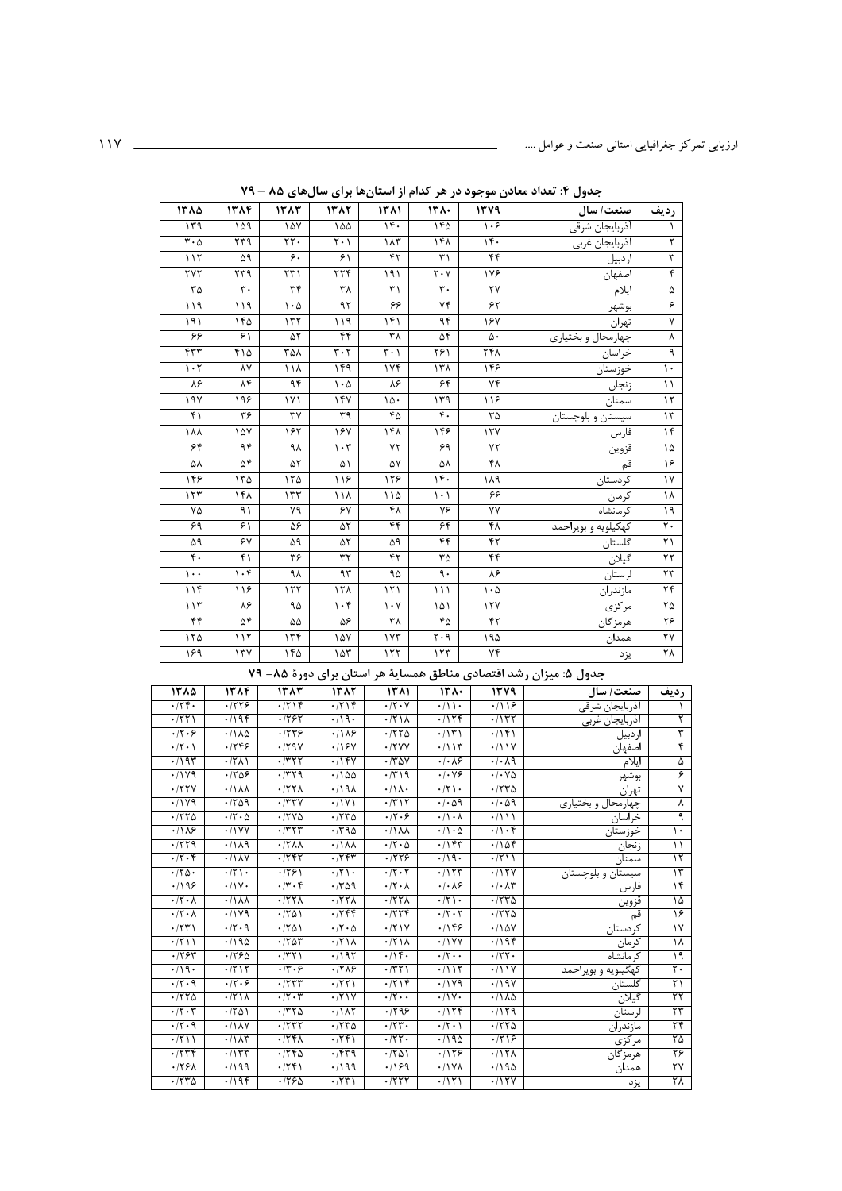جدول ۴: تعداد معادن موجود در هر کدام از استان‌ها برای سال‌های ۸۵ – ۷۹

| ردیف | صنعت/ سال | ۱۳۷۹ | ۱۳۸۰ | ۱۳۸۱ | ۱۳۸۲ | ۱۳۸۳ | ۱۳۸۴ | ۱۳۸۵ |
|---|---|---|---|---|---|---|---|---|
| ۱ | آذربایجان شرقی | ۱۰۶ | ۱۴۵ | ۱۴۰ | ۱۵۵ | ۱۵۷ | ۱۵۹ | ۱۳۹ |
| ۲ | آذربایجان غربی | ۱۴۰ | ۱۴۸ | ۱۸۳ | ۲۰۱ | ۲۲۰ | ۲۳۹ | ۳۰۵ |
| ۳ | اردبیل | ۴۴ | ۳۱ | ۴۲ | ۶۱ | ۶۰ | ۵۹ | ۱۱۲ |
| ۴ | اصفهان | ۱۷۶ | ۲۰۷ | ۱۹۱ | ۲۲۴ | ۲۳۱ | ۲۳۹ | ۲۷۲ |
| ۵ | ایلام | ۲۷ | ۳۰ | ۳۱ | ۳۸ | ۳۴ | ۳۰ | ۳۵ |
| ۶ | بوشهر | ۶۲ | ۷۴ | ۶۶ | ۹۲ | ۱۰۵ | ۱۱۹ | ۱۱۹ |
| ۷ | تهران | ۱۶۷ | ۹۴ | ۱۴۱ | ۱۱۹ | ۱۳۲ | ۱۴۵ | ۱۹۱ |
| ۸ | چهارمحال و بختیاری | ۵۰ | ۵۴ | ۳۸ | ۴۴ | ۵۲ | ۶۱ | ۶۶ |
| ۹ | خراسان | ۲۴۸ | ۲۶۱ | ۳۰۱ | ۳۰۲ | ۳۵۸ | ۴۱۵ | ۴۳۳ |
| ۱۰ | خوزستان | ۱۴۶ | ۱۳۸ | ۱۷۴ | ۱۴۹ | ۱۱۸ | ۸۷ | ۱۰۲ |
| ۱۱ | زنجان | ۷۴ | ۶۴ | ۸۶ | ۱۰۵ | ۹۴ | ۸۴ | ۸۶ |
| ۱۲ | سمنان | ۱۱۶ | ۱۳۹ | ۱۵۰ | ۱۴۷ | ۱۷۱ | ۱۹۶ | ۱۹۷ |
| ۱۳ | سیستان و بلوچستان | ۳۵ | ۴۰ | ۴۵ | ۳۹ | ۳۷ | ۳۶ | ۴۱ |
| ۱۴ | فارس | ۱۳۷ | ۱۴۶ | ۱۴۸ | ۱۶۷ | ۱۶۲ | ۱۵۷ | ۱۸۸ |
| ۱۵ | قزوین | ۷۲ | ۶۹ | ۷۲ | ۱۰۳ | ۹۸ | ۹۴ | ۶۴ |
| ۱۶ | قم | ۴۸ | ۵۸ | ۵۷ | ۵۱ | ۵۲ | ۵۴ | ۵۸ |
| ۱۷ | کردستان | ۱۸۹ | ۱۴۰ | ۱۲۶ | ۱۱۶ | ۱۲۵ | ۱۳۵ | ۱۴۶ |
| ۱۸ | کرمان | ۶۶ | ۱۰۱ | ۱۱۵ | ۱۱۸ | ۱۳۳ | ۱۴۸ | ۱۲۳ |
| ۱۹ | کرمانشاه | ۷۷ | ۷۶ | ۴۸ | ۶۷ | ۷۹ | ۹۱ | ۷۵ |
| ۲۰ | کهگیلویه و بویراحمد | ۴۸ | ۶۴ | ۴۴ | ۵۲ | ۵۶ | ۶۱ | ۶۹ |
| ۲۱ | گلستان | ۴۲ | ۴۴ | ۵۹ | ۵۲ | ۵۹ | ۶۷ | ۵۹ |
| ۲۲ | گیلان | ۴۴ | ۳۵ | ۴۲ | ۳۲ | ۳۶ | ۴۱ | ۴۰ |
| ۲۳ | لرستان | ۸۶ | ۹۰ | ۹۵ | ۹۳ | ۹۸ | ۱۰۴ | ۱۰۰ |
| ۲۴ | مازندران | ۱۰۵ | ۱۱۱ | ۱۲۱ | ۱۲۸ | ۱۲۲ | ۱۱۶ | ۱۱۴ |
| ۲۵ | مرکزی | ۱۲۷ | ۱۵۱ | ۱۰۷ | ۱۰۴ | ۹۵ | ۸۶ | ۱۱۳ |
| ۲۶ | هرمزگان | ۴۲ | ۴۵ | ۳۸ | ۵۶ | ۵۵ | ۵۴ | ۴۴ |
| ۲۷ | همدان | ۱۹۵ | ۲۰۹ | ۱۷۳ | ۱۵۷ | ۱۳۴ | ۱۱۲ | ۱۲۵ |
| ۲۸ | یزد | ۷۴ | ۱۲۳ | ۱۲۲ | ۱۵۳ | ۱۴۵ | ۱۳۷ | ۱۶۹ |

جدول ۵: میزان رشد اقتصادی مناطق همسایهٔ هر استان برای دورهٔ ۸۵– ۷۹

| ردیف | صنعت/ سال | ۱۳۷۹ | ۱۳۸۰ | ۱۳۸۱ | ۱۳۸۲ | ۱۳۸۳ | ۱۳۸۴ | ۱۳۸۵ |
|---|---|---|---|---|---|---|---|---|
| ۱ | آذربایجان شرقی | ۰/۱۱۶ | ۰/۱۱۰ | ۰/۲۰۷ | ۰/۲۱۴ | ۰/۲۱۴ | ۰/۲۲۶ | ۰/۲۴۰ |
| ۲ | آذربایجان غربی | ۰/۱۳۲ | ۰/۱۲۴ | ۰/۲۱۸ | ۰/۱۹۰ | ۰/۲۶۲ | ۰/۱۹۴ | ۰/۲۲۱ |
| ۳ | اردبیل | ۰/۱۴۱ | ۰/۱۳۱ | ۰/۲۲۵ | ۰/۱۸۶ | ۰/۲۳۶ | ۰/۱۸۵ | ۰/۲۰۶ |
| ۴ | اصفهان | ۰/۱۱۷ | ۰/۱۱۳ | ۰/۲۷۷ | ۰/۱۶۷ | ۰/۲۹۷ | ۰/۲۴۶ | ۰/۲۰۱ |
| ۵ | ایلام | ۰/۰۸۹ | ۰/۰۸۶ | ۰/۳۵۷ | ۰/۱۴۷ | ۰/۳۲۲ | ۰/۲۸۱ | ۰/۱۹۳ |
| ۶ | بوشهر | ۰/۰۷۵ | ۰/۰۷۶ | ۰/۳۱۹ | ۰/۱۵۵ | ۰/۳۲۹ | ۰/۲۵۶ | ۰/۱۷۹ |
| ۷ | تهران | ۰/۲۳۵ | ۰/۲۱۰ | ۰/۱۸۰ | ۰/۱۹۸ | ۰/۲۲۸ | ۰/۱۸۸ | ۰/۲۲۷ |
| ۸ | چهارمحال و بختیاری | ۰/۰۵۹ | ۰/۰۵۹ | ۰/۳۱۲ | ۰/۱۷۱ | ۰/۳۳۷ | ۰/۲۵۹ | ۰/۱۷۹ |
| ۹ | خراسان | ۰/۱۱۱ | ۰/۱۰۸ | ۰/۲۰۶ | ۰/۲۳۵ | ۰/۲۷۵ | ۰/۲۰۵ | ۰/۲۲۵ |
| ۱۰ | خوزستان | ۰/۱۰۴ | ۰/۱۰۵ | ۰/۱۸۸ | ۰/۳۹۵ | ۰/۲۲۳ | ۰/۱۷۷ | ۰/۱۸۶ |
| ۱۱ | زنجان | ۰/۱۵۴ | ۰/۱۴۳ | ۰/۲۰۵ | ۰/۱۸۸ | ۰/۲۸۸ | ۰/۱۸۹ | ۰/۲۲۹ |
| ۱۲ | سمنان | ۰/۲۱۱ | ۰/۱۹۰ | ۰/۲۲۶ | ۰/۲۴۳ | ۰/۲۴۲ | ۰/۱۸۷ | ۰/۲۰۴ |
| ۱۳ | سیستان و بلوچستان | ۰/۱۲۷ | ۰/۱۲۳ | ۰/۲۰۲ | ۰/۲۱۰ | ۰/۲۶۱ | ۰/۲۱۰ | ۰/۲۵۰ |
| ۱۴ | فارس | ۰/۰۸۳ | ۰/۰۸۶ | ۰/۲۰۸ | ۰/۳۵۹ | ۰/۳۰۴ | ۰/۱۷۰ | ۰/۱۹۶ |
| ۱۵ | قزوین | ۰/۲۳۵ | ۰/۲۱۰ | ۰/۲۲۸ | ۰/۲۲۸ | ۰/۲۲۸ | ۰/۱۸۸ | ۰/۲۰۸ |
| ۱۶ | قم | ۰/۲۲۵ | ۰/۲۰۲ | ۰/۲۲۴ | ۰/۲۴۴ | ۰/۲۵۱ | ۰/۱۷۹ | ۰/۲۰۸ |
| ۱۷ | کردستان | ۰/۱۵۷ | ۰/۱۴۶ | ۰/۲۱۷ | ۰/۲۰۵ | ۰/۲۵۱ | ۰/۲۰۹ | ۰/۲۳۱ |
| ۱۸ | کرمان | ۰/۱۹۴ | ۰/۱۷۷ | ۰/۲۱۸ | ۰/۲۱۸ | ۰/۲۵۳ | ۰/۱۹۵ | ۰/۲۱۱ |
| ۱۹ | کرمانشاه | ۰/۲۲۰ | ۰/۲۰۰ | ۰/۱۴۰ | ۰/۱۹۲ | ۰/۳۲۱ | ۰/۲۶۵ | ۰/۲۶۳ |
| ۲۰ | کهگیلویه و بویراحمد | ۰/۱۱۷ | ۰/۱۱۲ | ۰/۳۲۱ | ۰/۲۸۶ | ۰/۳۰۶ | ۰/۲۱۲ | ۰/۱۹۰ |
| ۲۱ | گلستان | ۰/۱۹۷ | ۰/۱۷۹ | ۰/۲۱۴ | ۰/۲۲۱ | ۰/۲۳۳ | ۰/۲۰۶ | ۰/۲۰۹ |
| ۲۲ | گیلان | ۰/۱۸۵ | ۰/۱۷۰ | ۰/۲۰۰ | ۰/۲۱۷ | ۰/۲۰۳ | ۰/۲۱۸ | ۰/۲۲۵ |
| ۲۳ | لرستان | ۰/۱۲۹ | ۰/۱۲۴ | ۰/۲۹۶ | ۰/۱۸۲ | ۰/۳۲۵ | ۰/۲۵۱ | ۰/۲۰۳ |
| ۲۴ | مازندران | ۰/۲۲۵ | ۰/۲۰۱ | ۰/۲۳۰ | ۰/۲۳۵ | ۰/۲۳۲ | ۰/۱۸۷ | ۰/۲۰۹ |
| ۲۵ | مرکزی | ۰/۲۱۶ | ۰/۱۹۵ | ۰/۲۲۰ | ۰/۲۴۱ | ۰/۲۴۸ | ۰/۱۸۳ | ۰/۲۱۱ |
| ۲۶ | هرمزگان | ۰/۱۲۸ | ۰/۱۲۶ | ۰/۲۵۱ | ۰/۴۳۹ | ۰/۲۴۵ | ۰/۱۳۳ | ۰/۲۳۴ |
| ۲۷ | همدان | ۰/۱۹۵ | ۰/۱۷۸ | ۰/۱۶۹ | ۰/۱۹۹ | ۰/۲۴۱ | ۰/۱۹۹ | ۰/۲۶۸ |
| ۲۸ | یزد | ۰/۱۲۷ | ۰/۱۲۱ | ۰/۲۲۲ | ۰/۲۳۱ | ۰/۲۶۵ | ۰/۱۹۴ | ۰/۲۳۵ |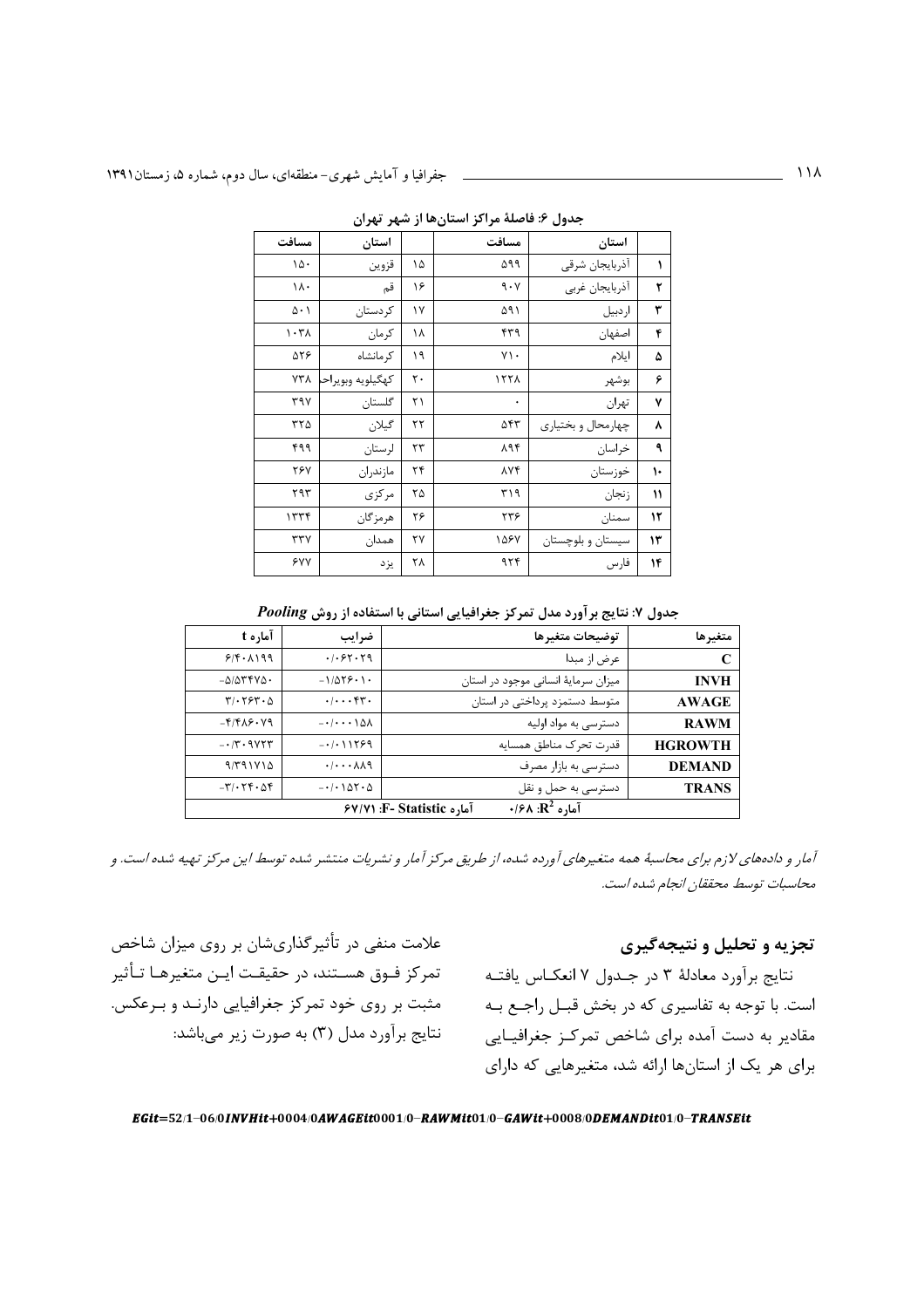جدول ۶: فاصلهٔ مراکز استان‌ها از شهر تهران

| | استان | مسافت | | استان | مسافت |
|---|---|---|---|---|---|
| ۱ | آذربایجان شرقی | ۵۹۹ | ۱۵ | قزوین | ۱۵۰ |
| ۲ | آذربایجان غربی | ۹۰۷ | ۱۶ | قم | ۱۸۰ |
| ۳ | اردبیل | ۵۹۱ | ۱۷ | کردستان | ۵۰۱ |
| ۴ | اصفهان | ۴۳۹ | ۱۸ | کرمان | ۱۰۳۸ |
| ۵ | ایلام | ۷۱۰ | ۱۹ | کرمانشاه | ۵۲۶ |
| ۶ | بوشهر | ۱۲۲۸ | ۲۰ | کهگیلویه وبویراحمد | ۷۳۸ |
| ۷ | تهران | ۰ | ۲۱ | گلستان | ۳۹۷ |
| ۸ | چهارمحال و بختیاری | ۵۴۳ | ۲۲ | گیلان | ۳۲۵ |
| ۹ | خراسان | ۸۹۴ | ۲۳ | لرستان | ۴۹۹ |
| ۱۰ | خوزستان | ۸۷۴ | ۲۴ | مازندران | ۲۶۷ |
| ۱۱ | زنجان | ۳۱۹ | ۲۵ | مرکزی | ۲۹۳ |
| ۱۲ | سمنان | ۲۳۶ | ۲۶ | هرمزگان | ۱۳۳۴ |
| ۱۳ | سیستان و بلوچستان | ۱۵۶۷ | ۲۷ | همدان | ۳۳۷ |
| ۱۴ | فارس | ۹۲۴ | ۲۸ | یزد | ۶۷۷ |

جدول ۷: نتایج برآورد مدل تمرکز جغرافیایی استانی با استفاده از روش ***Pooling***

| متغیرها | توضیحات متغیرها | ضرایب | آماره t |
|---|---|---|---|
| **C** | عرض از مبدا | ۰/۰۶۲۰۲۹ | ۶/۴۰۸۱۹۹ |
| **INVH** | میزان سرمایهٔ انسانی موجود در استان | -۱/۵۲۶۰۱۰ | -۵/۵۳۴۷۵۰ |
| **AWAGE** | متوسط دستمزد پرداختی در استان | ۰/۰۰۰۴۳۰ | ۳/۰۲۶۳۰۵ |
| **RAWM** | دسترسی به مواد اولیه | -۰/۰۰۰۰۱۵۸ | -۴/۴۸۶۰۷۹ |
| **HGROWTH** | قدرت تحرک مناطق همسایه | -۰/۰۱۱۲۶۹ | -۰/۳۰۹۷۲۳ |
| **DEMAND** | دسترسی به بازار مصرف | ۰/۰۰۰۸۸۹ | ۹/۳۹۱۷۱۵ |
| **TRANS** | دسترسی به حمل و نقل | -۰/۰۱۵۲۰۵ | -۳/۰۲۴۰۵۴ |
| آماره $R^2$: ۰/۶۸ | | آماره F- Statistic: ۶۷/۷۱ | |

*آمار و داده‌های لازم برای محاسبهٔ همه متغیرهای آورده شده، از طریق مرکز آمار و نشریات منتشر شده توسط این مرکز تهیه شده است. و محاسبات توسط محققان انجام شده است.*

## تجزیه و تحلیل و نتیجه‌گیری

نتایج برآورد معادلهٔ ۳ در جدول ۷ انعکاس یافته است. با توجه به تفاسیری که در بخش قبل راجع به مقادیر به دست آمده برای شاخص تمرکز جغرافیایی برای هر یک از استان‌ها ارائه شد، متغیرهایی که دارای علامت منفی در تأثیرگذاری‌شان بر روی میزان شاخص تمرکز فوق هستند، در حقیقت این متغیرها تأثیر مثبت بر روی خود تمرکز جغرافیایی دارند و برعکس. نتایج برآورد مدل (۳) به صورت زیر می‌باشد:

$$EGit=52/1-06/0INVHit+0004/0AWAGEit0001/0-RAWMit01/0-GAWit+0008/0DEMANDit01/0-TRANSEit$$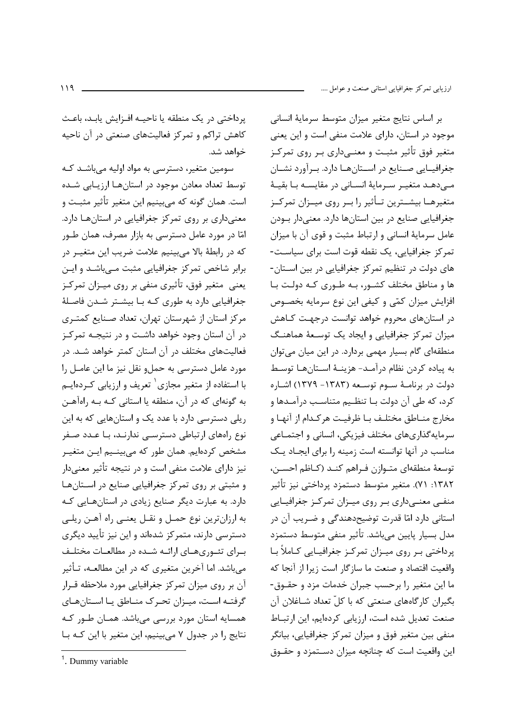بر اساس نتایج متغیر میزان متوسط سرمایهٔ انسانی موجود در استان، دارای علامت منفی است و این یعنی متغیر فوق تأثیر مثبت و معنی‌داری بر روی تمرکز جغرافیایی صنایع در استان‌ها دارد. برآورد نشان می‌دهد متغیر سرمایهٔ انسانی در مقایسه با بقیهٔ متغیرها بیشترین تأثیر را بر روی میزان تمرکز جغرافیایی صنایع در بین استان‌ها دارد. معنی‌دار بودن عامل سرمایهٔ انسانی و ارتباط مثبت و قوی آن با میزان تمرکز جغرافیایی، یک نقطه قوت است برای سیاست‌های دولت در تنظیم تمرکز جغرافیایی در بین استان‌ها و مناطق مختلف کشور، به طوری که دولت با افزایش میزان کمّی و کیفی این نوع سرمایه بخصوص در استان‌های محروم خواهد توانست درجهت کاهش میزان تمرکز جغرافیایی و ایجاد یک توسعهٔ هماهنگ منطقه‌ای گام بسیار مهمی بردارد. در این میان می‌توان به پیاده کردن نظام درآمد- هزینهٔ استان‌ها توسط دولت در برنامهٔ سوم توسعه (۱۳۸۳- ۱۳۷۹) اشاره کرد، که طی آن دولت با تنظیم متناسب درآمدها و مخارج مناطق مختلف با ظرفیت هرکدام از آنها و سرمایه‌گذاری‌های مختلف فیزیکی، انسانی و اجتماعی مناسب در آنها توانسته است زمینه را برای ایجاد یک توسعهٔ منطقه‌ای متوازن فراهم کند (کاظم احسن، ۱۳۸۲: ۷۱). متغیر متوسط دستمزد پرداختی نیز تأثیر منفی معنی‌داری بر روی میزان تمرکز جغرافیایی استانی دارد امّا قدرت توضیح‌دهندگی و ضریب آن در مدل بسیار پایین می‌باشد. تأثیر منفی متوسط دستمزد پرداختی بر روی میزان تمرکز جغرافیایی کاملاً با واقعیت اقتصاد و صنعت ما سازگار است زیرا از آنجا که ما این متغیر را برحسب جبران خدمات مزد و حقوق‌بگیران کارگاه‌های صنعتی که با کلّ تعداد شاغلان آن صنعت تعدیل شده است، ارزیابی کرده‌ایم، این ارتباط منفی بین متغیر فوق و میزان تمرکز جغرافیایی، بیانگر این واقعیت است که چنانچه میزان دستمزد و حقوق پرداختی در یک منطقه یا ناحیه افزایش یابد، باعث کاهش تراکم و تمرکز فعالیت‌های صنعتی در آن ناحیه خواهد شد.

سومین متغیر، دسترسی به مواد اولیه می‌باشد که توسط تعداد معادن موجود در استان‌ها ارزیابی شده است. همان گونه که می‌بینیم این متغیر تأثیر مثبت و معنی‌داری بر روی تمرکز جغرافیایی در استان‌ها دارد. امّا در مورد عامل دسترسی به بازار مصرف، همان طور که در رابطهٔ بالا می‌بینیم علامت ضریب این متغیر در برابر شاخص تمرکز جغرافیایی مثبت می‌باشد و این یعنی متغیر فوق، تأثیری منفی بر روی میزان تمرکز جغرافیایی دارد به طوری که با بیشتر شدن فاصلهٔ مرکز استان از شهرستان تهران، تعداد صنایع کمتری در آن استان وجود خواهد داشت و در نتیجه تمرکز فعالیت‌های مختلف در آن استان کمتر خواهد شد. در مورد عامل دسترسی به حمل‌و نقل نیز ما این عامل را با استفاده از متغیر مجازی[1] تعریف و ارزیابی کرده‌ایم به گونه‌ای که در آن، منطقه یا استانی که به راه‌آهن ریلی دسترسی دارد با عدد یک و استان‌هایی که به این نوع راه‌های ارتباطی دسترسی ندارند، با عدد صفر مشخص کرده‌ایم. همان طور که می‌بینیم این متغیر نیز دارای علامت منفی است و در نتیجه تأثیر معنی‌دار و مثبتی بر روی تمرکز جغرافیایی صنایع در استان‌ها دارد. به عبارت دیگر صنایع زیادی در استان‌هایی که به ارزان‌ترین نوع حمل و نقل یعنی راه آهن ریلی دسترسی دارند، متمرکز شده‌اند و این نیز تأیید دیگری برای تئوری‌های ارائه شده در مطالعات مختلف می‌باشد. اما آخرین متغیری که در این مطالعه، تأثیر آن بر روی میزان تمرکز جغرافیایی مورد ملاحظه قرار گرفته است، میزان تحرک مناطق یا استان‌های همسایه استان مورد بررسی می‌باشد. همان طور که نتایج را در جدول ۷ می‌بینیم، این متغیر با این که با

[1]. Dummy variable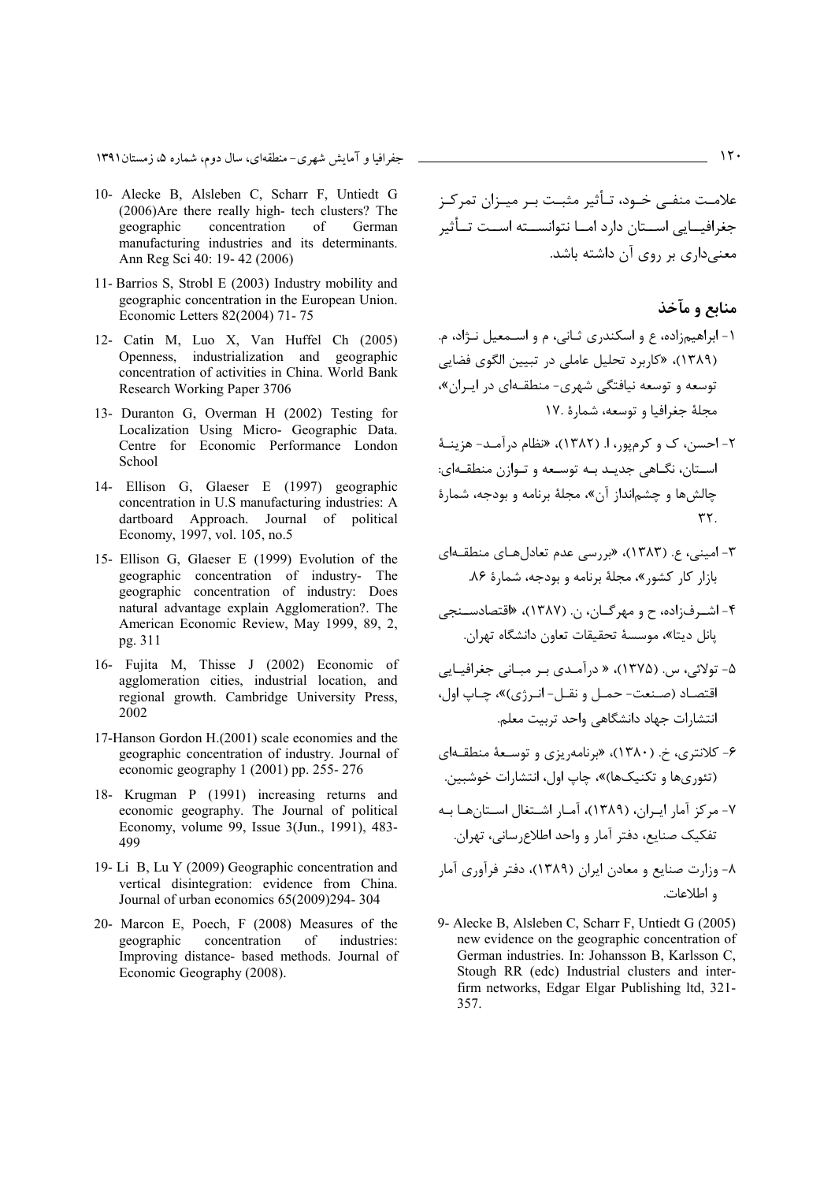علامت منفی خود، تأثیر مثبت بر میزان تمرکز جغرافیایی استان دارد اما نتوانسته است تأثیر معنی‌داری بر روی آن داشته باشد.

## منابع و مآخذ

۱- ابراهیم‌زاده، ع و اسکندری ثانی، م و اسمعیل نژاد، م. (۱۳۸۹)، «کاربرد تحلیل عاملی در تبیین الگوی فضایی توسعه و توسعه نیافتگی شهری- منطقه‌ای در ایران»، مجلهٔ جغرافیا و توسعه، شمارهٔ ۱۷.

۲- احسن، ک و کرم‌پور، ا. (۱۳۸۲)، «نظام درآمد- هزینهٔ استان، نگاهی جدید به توسعه و توازن منطقه‌ای: چالش‌ها و چشم‌انداز آن»، مجلهٔ برنامه و بودجه، شمارهٔ ۳۲.

۳- امینی، ع. (۱۳۸۳)، «بررسی عدم تعادل‌های منطقه‌ای بازار کار کشور»، مجلهٔ برنامه و بودجه، شمارهٔ ۸۶.

۴- اشرف‌زاده، ح و مهرگان، ن. (۱۳۸۷)، «اقتصادسنجی پانل دیتا»، موسسهٔ تحقیقات تعاون دانشگاه تهران.

۵- تولائی، س. (۱۳۷۵)، « درآمدی بر مبانی جغرافیایی اقتصاد (صنعت- حمل و نقل- انرژی)»، چاپ اول، انتشارات جهاد دانشگاهی واحد تربیت معلم.

۶- کلانتری، خ. (۱۳۸۰)، «برنامه‌ریزی و توسعهٔ منطقه‌ای (تئوری‌ها و تکنیک‌ها)»، چاپ اول، انتشارات خوشبین.

۷- مرکز آمار ایران، (۱۳۸۹)، آمار اشتغال استان‌ها به تفکیک صنایع، دفتر آمار و واحد اطلاع‌رسانی، تهران.

۸- وزارت صنایع و معادن ایران (۱۳۸۹)، دفتر فرآوری آمار و اطلاعات.

9- Alecke B, Alsleben C, Scharr F, Untiedt G (2005) new evidence on the geographic concentration of German industries. In: Johansson B, Karlsson C, Stough RR (edc) Industrial clusters and inter-firm networks, Edgar Elgar Publishing ltd, 321-357.

10- Alecke B, Alsleben C, Scharr F, Untiedt G (2006)Are there really high- tech clusters? The geographic concentration of German manufacturing industries and its determinants. Ann Reg Sci 40: 19- 42 (2006)

11- Barrios S, Strobl E (2003) Industry mobility and geographic concentration in the European Union. Economic Letters 82(2004) 71- 75

12- Catin M, Luo X, Van Huffel Ch (2005) Openness, industrialization and geographic concentration of activities in China. World Bank Research Working Paper 3706

13- Duranton G, Overman H (2002) Testing for Localization Using Micro- Geographic Data. Centre for Economic Performance London School

14- Ellison G, Glaeser E (1997) geographic concentration in U.S manufacturing industries: A dartboard Approach. Journal of political Economy, 1997, vol. 105, no.5

15- Ellison G, Glaeser E (1999) Evolution of the geographic concentration of industry- The geographic concentration of industry: Does natural advantage explain Agglomeration?. The American Economic Review, May 1999, 89, 2, pg. 311

16- Fujita M, Thisse J (2002) Economic of agglomeration cities, industrial location, and regional growth. Cambridge University Press, 2002

17-Hanson Gordon H.(2001) scale economies and the geographic concentration of industry. Journal of economic geography 1 (2001) pp. 255- 276

18- Krugman P (1991) increasing returns and economic geography. The Journal of political Economy, volume 99, Issue 3(Jun., 1991), 483-499

19- Li B, Lu Y (2009) Geographic concentration and vertical disintegration: evidence from China. Journal of urban economics 65(2009)294- 304

20- Marcon E, Poech, F (2008) Measures of the geographic concentration of industries: Improving distance- based methods. Journal of Economic Geography (2008).